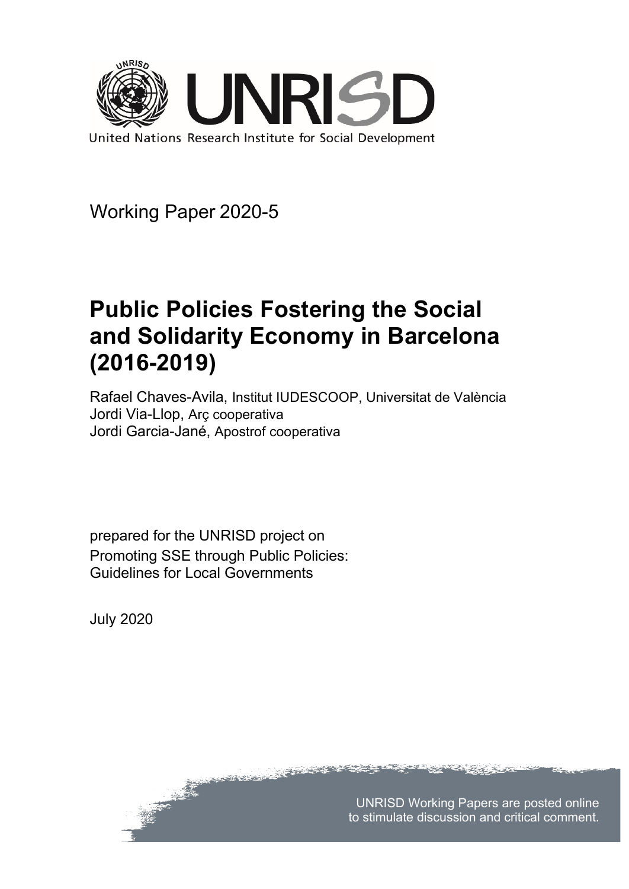UNRISD

United Nations Research Institute for Social Development

Working Paper 2020-5

# Public Policies Fostering the Social and Solidarity Economy in Barcelona (2016-2019)

Rafael Chaves-Avila, Institut IUDESCOOP, Universitat de València
Jordi Via-Llop, Arç cooperativa
Jordi Garcia-Jané, Apostrof cooperativa

prepared for the UNRISD project on
Promoting SSE through Public Policies:
Guidelines for Local Governments

July 2020

UNRISD Working Papers are posted online to stimulate discussion and critical comment.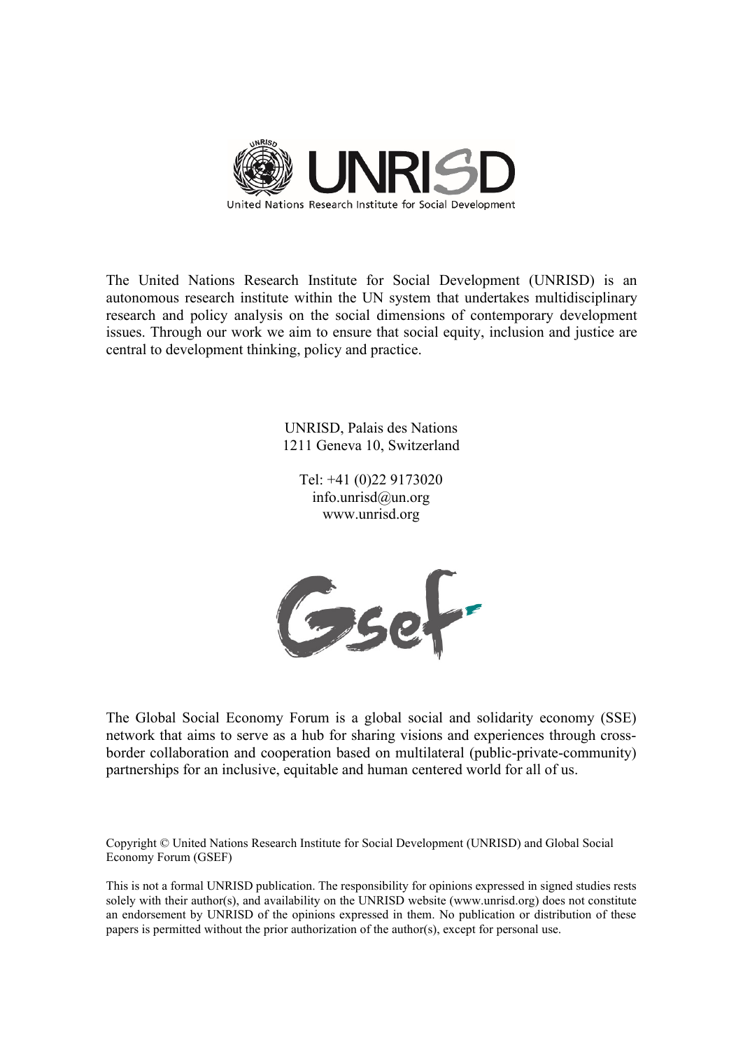United Nations Research Institute for Social Development

The United Nations Research Institute for Social Development (UNRISD) is an autonomous research institute within the UN system that undertakes multidisciplinary research and policy analysis on the social dimensions of contemporary development issues. Through our work we aim to ensure that social equity, inclusion and justice are central to development thinking, policy and practice.

UNRISD, Palais des Nations
1211 Geneva 10, Switzerland

Tel: +41 (0)22 9173020
info.unrisd@un.org
www.unrisd.org

The Global Social Economy Forum is a global social and solidarity economy (SSE) network that aims to serve as a hub for sharing visions and experiences through cross-border collaboration and cooperation based on multilateral (public-private-community) partnerships for an inclusive, equitable and human centered world for all of us.

Copyright © United Nations Research Institute for Social Development (UNRISD) and Global Social Economy Forum (GSEF)

This is not a formal UNRISD publication. The responsibility for opinions expressed in signed studies rests solely with their author(s), and availability on the UNRISD website (www.unrisd.org) does not constitute an endorsement by UNRISD of the opinions expressed in them. No publication or distribution of these papers is permitted without the prior authorization of the author(s), except for personal use.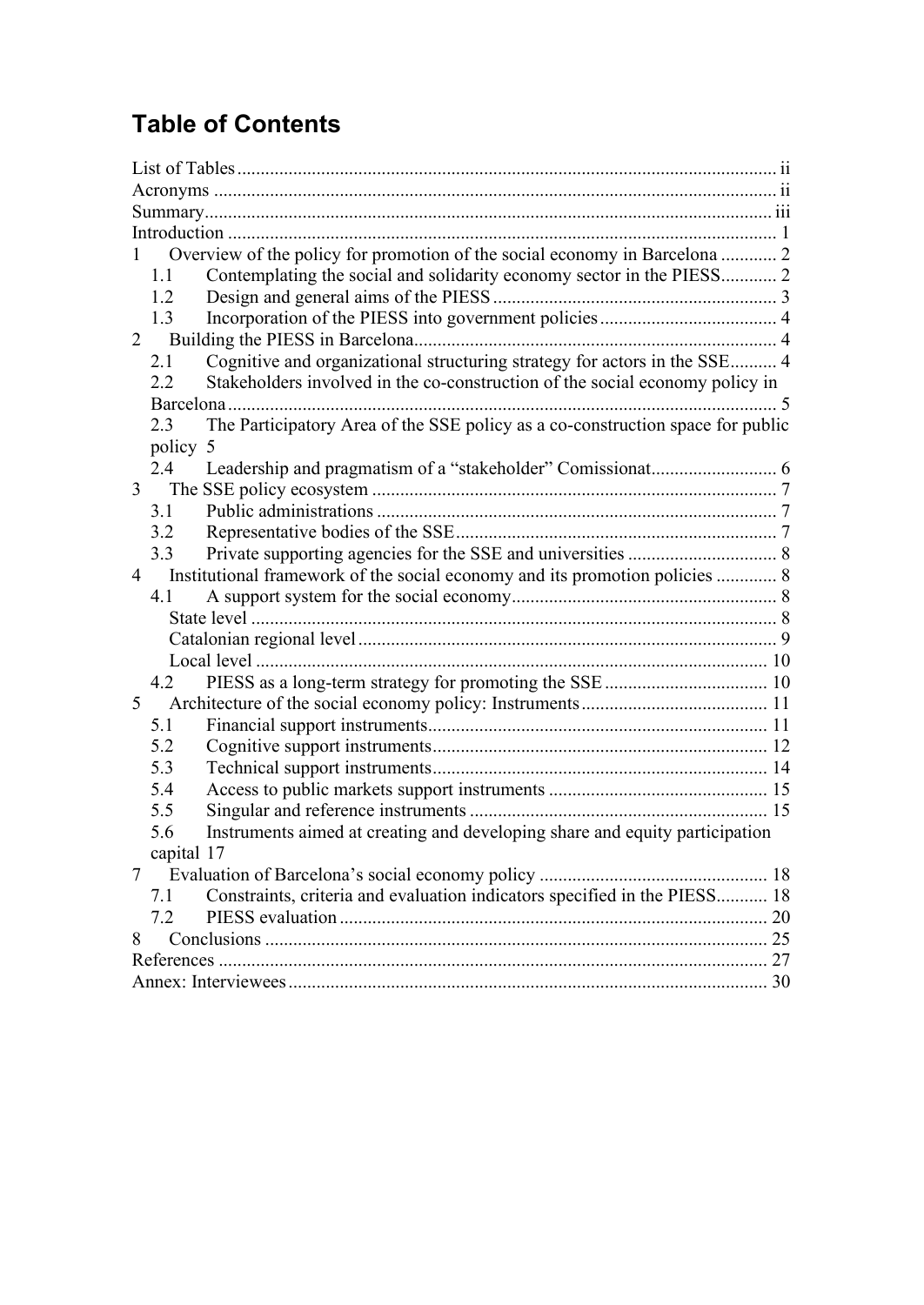# Table of Contents

List of Tables ..... ii
Acronyms ..... ii
Summary ..... iii
Introduction ..... 1
1 Overview of the policy for promotion of the social economy in Barcelona ..... 2
 1.1 Contemplating the social and solidarity economy sector in the PIESS ..... 2
 1.2 Design and general aims of the PIESS ..... 3
 1.3 Incorporation of the PIESS into government policies ..... 4
2 Building the PIESS in Barcelona ..... 4
 2.1 Cognitive and organizational structuring strategy for actors in the SSE ..... 4
 2.2 Stakeholders involved in the co-construction of the social economy policy in Barcelona ..... 5
 2.3 The Participatory Area of the SSE policy as a co-construction space for public policy 5
 2.4 Leadership and pragmatism of a "stakeholder" Comissionat ..... 6
3 The SSE policy ecosystem ..... 7
 3.1 Public administrations ..... 7
 3.2 Representative bodies of the SSE ..... 7
 3.3 Private supporting agencies for the SSE and universities ..... 8
4 Institutional framework of the social economy and its promotion policies ..... 8
 4.1 A support system for the social economy ..... 8
  State level ..... 8
  Catalonian regional level ..... 9
  Local level ..... 10
 4.2 PIESS as a long-term strategy for promoting the SSE ..... 10
5 Architecture of the social economy policy: Instruments ..... 11
 5.1 Financial support instruments ..... 11
 5.2 Cognitive support instruments ..... 12
 5.3 Technical support instruments ..... 14
 5.4 Access to public markets support instruments ..... 15
 5.5 Singular and reference instruments ..... 15
 5.6 Instruments aimed at creating and developing share and equity participation capital 17
7 Evaluation of Barcelona's social economy policy ..... 18
 7.1 Constraints, criteria and evaluation indicators specified in the PIESS ..... 18
 7.2 PIESS evaluation ..... 20
8 Conclusions ..... 25
References ..... 27
Annex: Interviewees ..... 30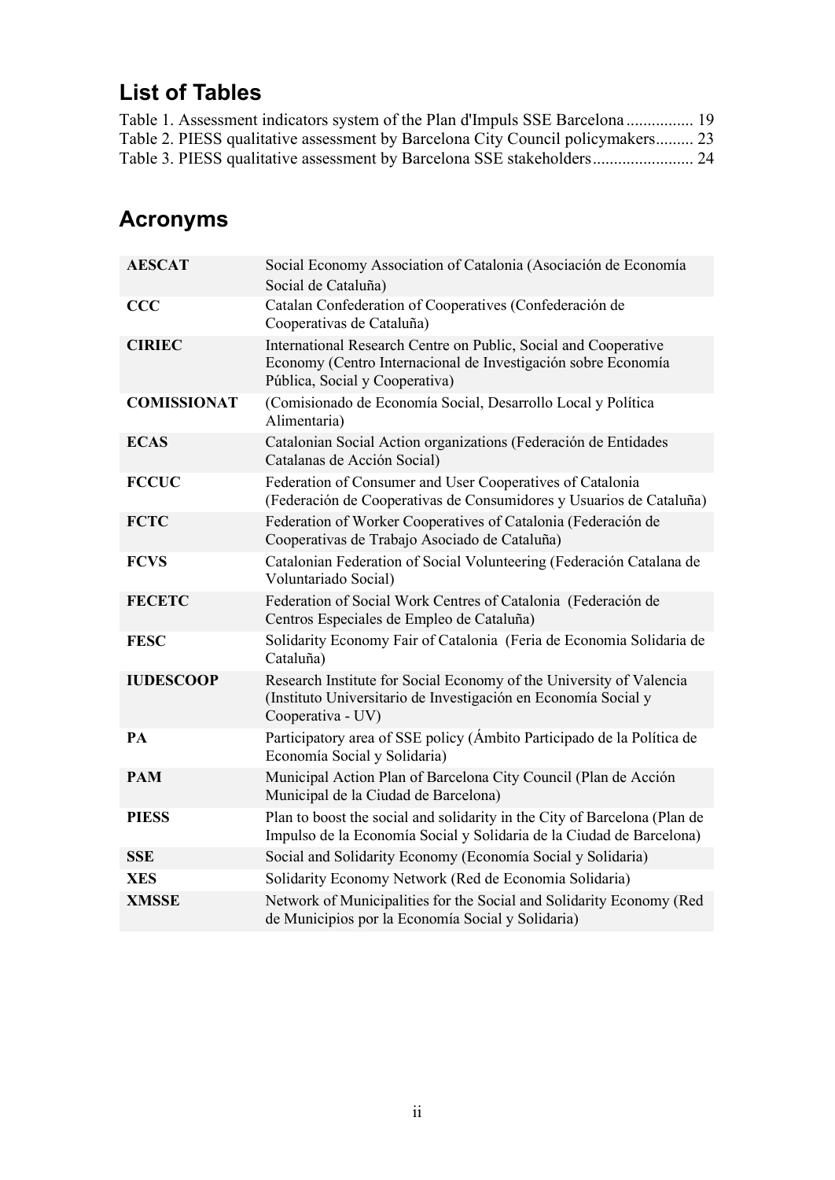## List of Tables

Table 1. Assessment indicators system of the Plan d'Impuls SSE Barcelona ................ 19
Table 2. PIESS qualitative assessment by Barcelona City Council policymakers......... 23
Table 3. PIESS qualitative assessment by Barcelona SSE stakeholders........................ 24

## Acronyms

| | |
|---|---|
| **AESCAT** | Social Economy Association of Catalonia (Asociación de Economía Social de Cataluña) |
| **CCC** | Catalan Confederation of Cooperatives (Confederación de Cooperativas de Cataluña) |
| **CIRIEC** | International Research Centre on Public, Social and Cooperative Economy (Centro Internacional de Investigación sobre Economía Pública, Social y Cooperativa) |
| **COMISSIONAT** | (Comisionado de Economía Social, Desarrollo Local y Política Alimentaria) |
| **ECAS** | Catalonian Social Action organizations (Federación de Entidades Catalanas de Acción Social) |
| **FCCUC** | Federation of Consumer and User Cooperatives of Catalonia (Federación de Cooperativas de Consumidores y Usuarios de Cataluña) |
| **FCTC** | Federation of Worker Cooperatives of Catalonia (Federación de Cooperativas de Trabajo Asociado de Cataluña) |
| **FCVS** | Catalonian Federation of Social Volunteering (Federación Catalana de Voluntariado Social) |
| **FECETC** | Federation of Social Work Centres of Catalonia (Federación de Centros Especiales de Empleo de Cataluña) |
| **FESC** | Solidarity Economy Fair of Catalonia (Feria de Economia Solidaria de Cataluña) |
| **IUDESCOOP** | Research Institute for Social Economy of the University of Valencia (Instituto Universitario de Investigación en Economía Social y Cooperativa - UV) |
| **PA** | Participatory area of SSE policy (Ámbito Participado de la Política de Economía Social y Solidaria) |
| **PAM** | Municipal Action Plan of Barcelona City Council (Plan de Acción Municipal de la Ciudad de Barcelona) |
| **PIESS** | Plan to boost the social and solidarity in the City of Barcelona (Plan de Impulso de la Economía Social y Solidaria de la Ciudad de Barcelona) |
| **SSE** | Social and Solidarity Economy (Economía Social y Solidaria) |
| **XES** | Solidarity Economy Network (Red de Economia Solidaria) |
| **XMSSE** | Network of Municipalities for the Social and Solidarity Economy (Red de Municipios por la Economía Social y Solidaria) |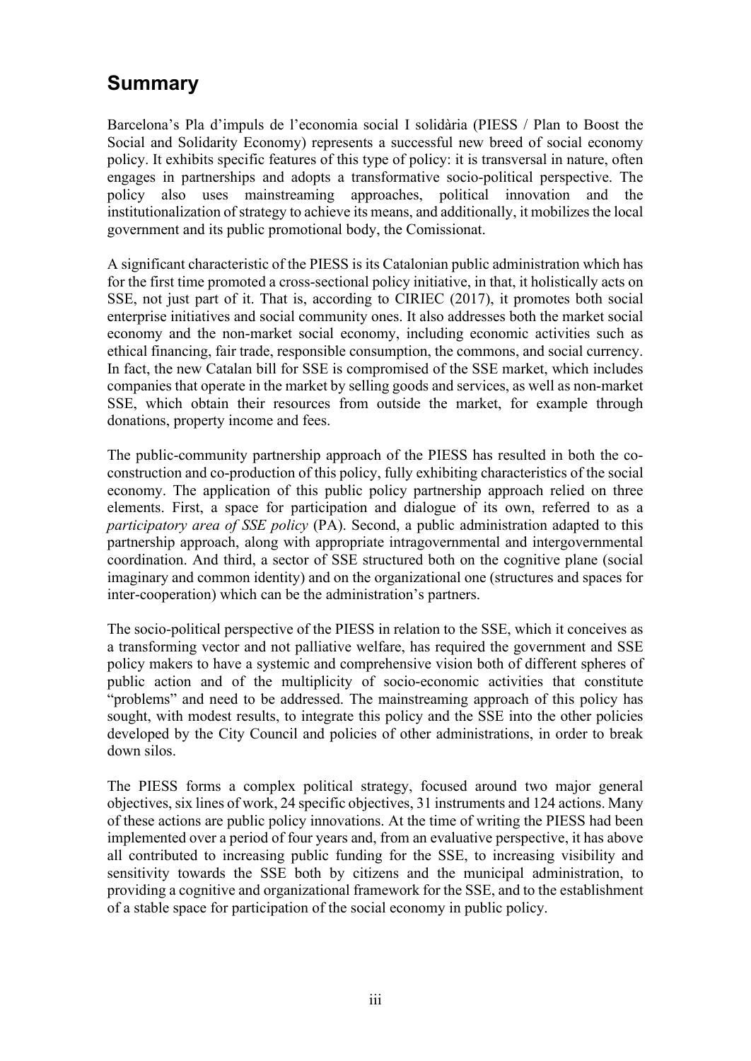## Summary

Barcelona's Pla d'impuls de l'economia social I solidària (PIESS / Plan to Boost the Social and Solidarity Economy) represents a successful new breed of social economy policy. It exhibits specific features of this type of policy: it is transversal in nature, often engages in partnerships and adopts a transformative socio-political perspective. The policy also uses mainstreaming approaches, political innovation and the institutionalization of strategy to achieve its means, and additionally, it mobilizes the local government and its public promotional body, the Comissionat.

A significant characteristic of the PIESS is its Catalonian public administration which has for the first time promoted a cross-sectional policy initiative, in that, it holistically acts on SSE, not just part of it. That is, according to CIRIEC (2017), it promotes both social enterprise initiatives and social community ones. It also addresses both the market social economy and the non-market social economy, including economic activities such as ethical financing, fair trade, responsible consumption, the commons, and social currency. In fact, the new Catalan bill for SSE is compromised of the SSE market, which includes companies that operate in the market by selling goods and services, as well as non-market SSE, which obtain their resources from outside the market, for example through donations, property income and fees.

The public-community partnership approach of the PIESS has resulted in both the co-construction and co-production of this policy, fully exhibiting characteristics of the social economy. The application of this public policy partnership approach relied on three elements. First, a space for participation and dialogue of its own, referred to as a *participatory area of SSE policy* (PA). Second, a public administration adapted to this partnership approach, along with appropriate intragovernmental and intergovernmental coordination. And third, a sector of SSE structured both on the cognitive plane (social imaginary and common identity) and on the organizational one (structures and spaces for inter-cooperation) which can be the administration's partners.

The socio-political perspective of the PIESS in relation to the SSE, which it conceives as a transforming vector and not palliative welfare, has required the government and SSE policy makers to have a systemic and comprehensive vision both of different spheres of public action and of the multiplicity of socio-economic activities that constitute "problems" and need to be addressed. The mainstreaming approach of this policy has sought, with modest results, to integrate this policy and the SSE into the other policies developed by the City Council and policies of other administrations, in order to break down silos.

The PIESS forms a complex political strategy, focused around two major general objectives, six lines of work, 24 specific objectives, 31 instruments and 124 actions. Many of these actions are public policy innovations. At the time of writing the PIESS had been implemented over a period of four years and, from an evaluative perspective, it has above all contributed to increasing public funding for the SSE, to increasing visibility and sensitivity towards the SSE both by citizens and the municipal administration, to providing a cognitive and organizational framework for the SSE, and to the establishment of a stable space for participation of the social economy in public policy.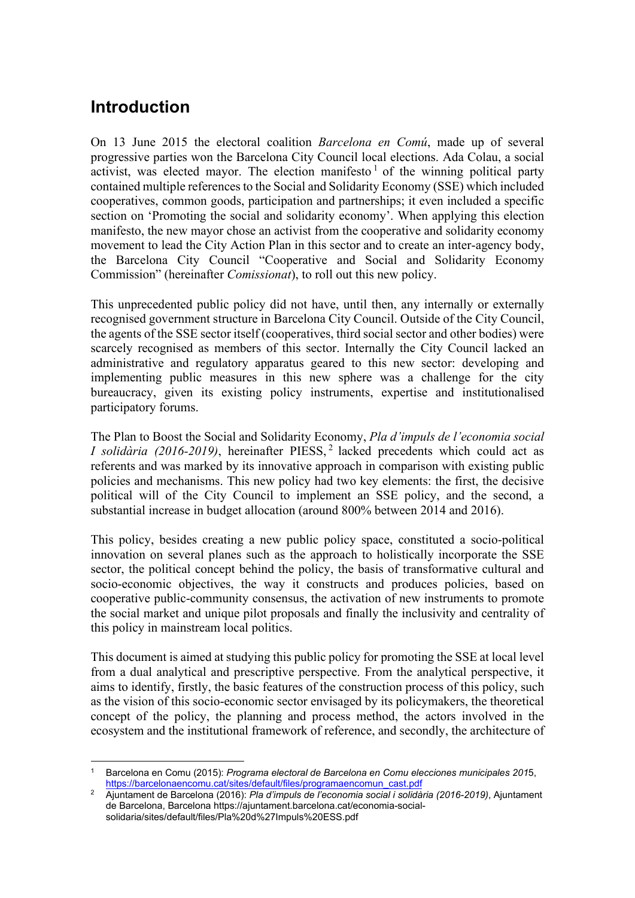# Introduction

On 13 June 2015 the electoral coalition *Barcelona en Comú*, made up of several progressive parties won the Barcelona City Council local elections. Ada Colau, a social activist, was elected mayor. The election manifesto[1] of the winning political party contained multiple references to the Social and Solidarity Economy (SSE) which included cooperatives, common goods, participation and partnerships; it even included a specific section on 'Promoting the social and solidarity economy'. When applying this election manifesto, the new mayor chose an activist from the cooperative and solidarity economy movement to lead the City Action Plan in this sector and to create an inter-agency body, the Barcelona City Council "Cooperative and Social and Solidarity Economy Commission" (hereinafter *Comissionat*), to roll out this new policy.

This unprecedented public policy did not have, until then, any internally or externally recognised government structure in Barcelona City Council. Outside of the City Council, the agents of the SSE sector itself (cooperatives, third social sector and other bodies) were scarcely recognised as members of this sector. Internally the City Council lacked an administrative and regulatory apparatus geared to this new sector: developing and implementing public measures in this new sphere was a challenge for the city bureaucracy, given its existing policy instruments, expertise and institutionalised participatory forums.

The Plan to Boost the Social and Solidarity Economy, *Pla d'impuls de l'economia social I solidària (2016-2019)*, hereinafter PIESS,[2] lacked precedents which could act as referents and was marked by its innovative approach in comparison with existing public policies and mechanisms. This new policy had two key elements: the first, the decisive political will of the City Council to implement an SSE policy, and the second, a substantial increase in budget allocation (around 800% between 2014 and 2016).

This policy, besides creating a new public policy space, constituted a socio-political innovation on several planes such as the approach to holistically incorporate the SSE sector, the political concept behind the policy, the basis of transformative cultural and socio-economic objectives, the way it constructs and produces policies, based on cooperative public-community consensus, the activation of new instruments to promote the social market and unique pilot proposals and finally the inclusivity and centrality of this policy in mainstream local politics.

This document is aimed at studying this public policy for promoting the SSE at local level from a dual analytical and prescriptive perspective. From the analytical perspective, it aims to identify, firstly, the basic features of the construction process of this policy, such as the vision of this socio-economic sector envisaged by its policymakers, the theoretical concept of the policy, the planning and process method, the actors involved in the ecosystem and the institutional framework of reference, and secondly, the architecture of

---

[1] Barcelona en Comu (2015): *Programa electoral de Barcelona en Comu elecciones municipales 2015*, https://barcelonaencomu.cat/sites/default/files/programaencomun_cast.pdf

[2] Ajuntament de Barcelona (2016): *Pla d'impuls de l'economia social i solidària (2016-2019)*, Ajuntament de Barcelona, Barcelona https://ajuntament.barcelona.cat/economia-social-solidaria/sites/default/files/Pla%20d%27Impuls%20ESS.pdf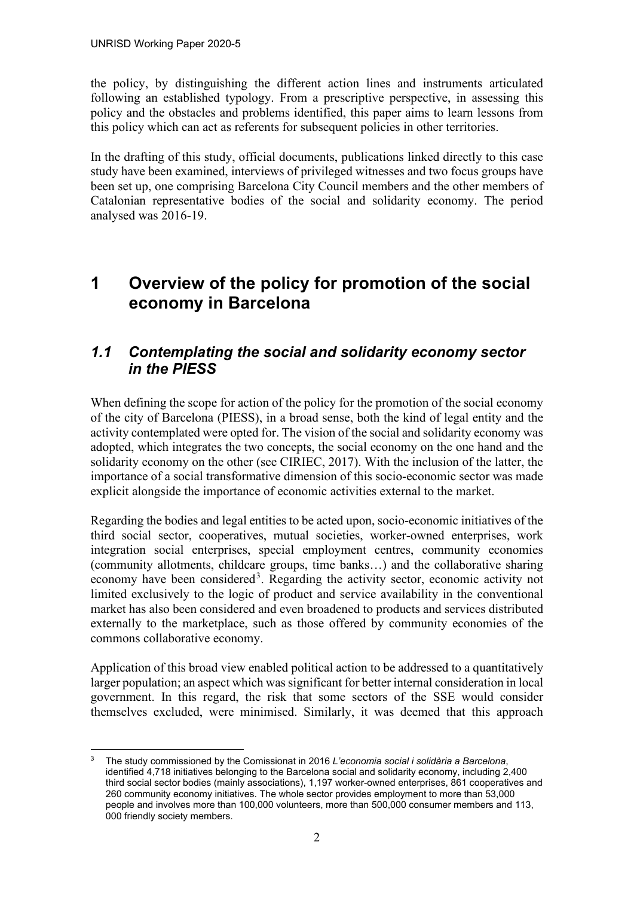the policy, by distinguishing the different action lines and instruments articulated following an established typology. From a prescriptive perspective, in assessing this policy and the obstacles and problems identified, this paper aims to learn lessons from this policy which can act as referents for subsequent policies in other territories.

In the drafting of this study, official documents, publications linked directly to this case study have been examined, interviews of privileged witnesses and two focus groups have been set up, one comprising Barcelona City Council members and the other members of Catalonian representative bodies of the social and solidarity economy. The period analysed was 2016-19.

# 1 Overview of the policy for promotion of the social economy in Barcelona

## *1.1 Contemplating the social and solidarity economy sector in the PIESS*

When defining the scope for action of the policy for the promotion of the social economy of the city of Barcelona (PIESS), in a broad sense, both the kind of legal entity and the activity contemplated were opted for. The vision of the social and solidarity economy was adopted, which integrates the two concepts, the social economy on the one hand and the solidarity economy on the other (see CIRIEC, 2017). With the inclusion of the latter, the importance of a social transformative dimension of this socio-economic sector was made explicit alongside the importance of economic activities external to the market.

Regarding the bodies and legal entities to be acted upon, socio-economic initiatives of the third social sector, cooperatives, mutual societies, worker-owned enterprises, work integration social enterprises, special employment centres, community economies (community allotments, childcare groups, time banks…) and the collaborative sharing economy have been considered[3]. Regarding the activity sector, economic activity not limited exclusively to the logic of product and service availability in the conventional market has also been considered and even broadened to products and services distributed externally to the marketplace, such as those offered by community economies of the commons collaborative economy.

Application of this broad view enabled political action to be addressed to a quantitatively larger population; an aspect which was significant for better internal consideration in local government. In this regard, the risk that some sectors of the SSE would consider themselves excluded, were minimised. Similarly, it was deemed that this approach

---

[3] The study commissioned by the Comissionat in 2016 *L'economia social i solidària a Barcelona*, identified 4,718 initiatives belonging to the Barcelona social and solidarity economy, including 2,400 third social sector bodies (mainly associations), 1,197 worker-owned enterprises, 861 cooperatives and 260 community economy initiatives. The whole sector provides employment to more than 53,000 people and involves more than 100,000 volunteers, more than 500,000 consumer members and 113, 000 friendly society members.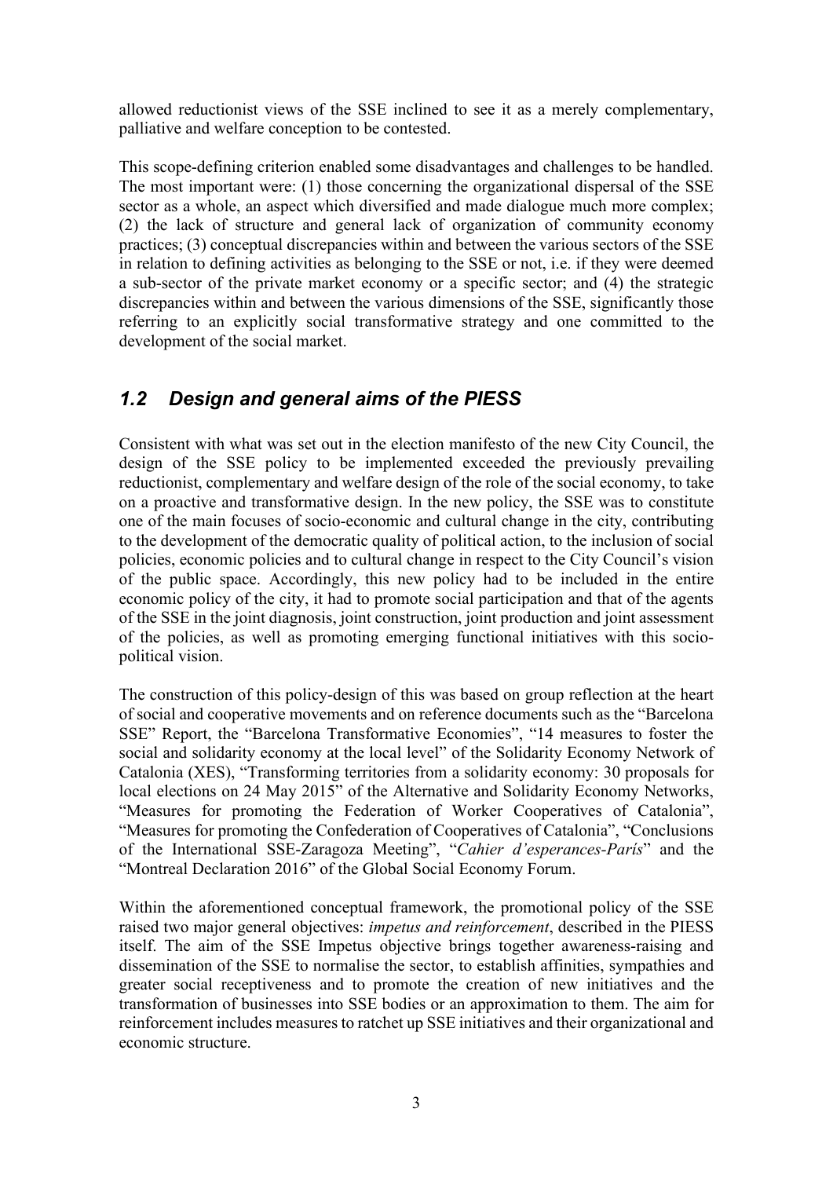allowed reductionist views of the SSE inclined to see it as a merely complementary, palliative and welfare conception to be contested.

This scope-defining criterion enabled some disadvantages and challenges to be handled. The most important were: (1) those concerning the organizational dispersal of the SSE sector as a whole, an aspect which diversified and made dialogue much more complex; (2) the lack of structure and general lack of organization of community economy practices; (3) conceptual discrepancies within and between the various sectors of the SSE in relation to defining activities as belonging to the SSE or not, i.e. if they were deemed a sub-sector of the private market economy or a specific sector; and (4) the strategic discrepancies within and between the various dimensions of the SSE, significantly those referring to an explicitly social transformative strategy and one committed to the development of the social market.

## *1.2 Design and general aims of the PIESS*

Consistent with what was set out in the election manifesto of the new City Council, the design of the SSE policy to be implemented exceeded the previously prevailing reductionist, complementary and welfare design of the role of the social economy, to take on a proactive and transformative design. In the new policy, the SSE was to constitute one of the main focuses of socio-economic and cultural change in the city, contributing to the development of the democratic quality of political action, to the inclusion of social policies, economic policies and to cultural change in respect to the City Council's vision of the public space. Accordingly, this new policy had to be included in the entire economic policy of the city, it had to promote social participation and that of the agents of the SSE in the joint diagnosis, joint construction, joint production and joint assessment of the policies, as well as promoting emerging functional initiatives with this socio-political vision.

The construction of this policy-design of this was based on group reflection at the heart of social and cooperative movements and on reference documents such as the "Barcelona SSE" Report, the "Barcelona Transformative Economies", "14 measures to foster the social and solidarity economy at the local level" of the Solidarity Economy Network of Catalonia (XES), "Transforming territories from a solidarity economy: 30 proposals for local elections on 24 May 2015" of the Alternative and Solidarity Economy Networks, "Measures for promoting the Federation of Worker Cooperatives of Catalonia", "Measures for promoting the Confederation of Cooperatives of Catalonia", "Conclusions of the International SSE-Zaragoza Meeting", "*Cahier d'esperances-París*" and the "Montreal Declaration 2016" of the Global Social Economy Forum.

Within the aforementioned conceptual framework, the promotional policy of the SSE raised two major general objectives: *impetus and reinforcement*, described in the PIESS itself. The aim of the SSE Impetus objective brings together awareness-raising and dissemination of the SSE to normalise the sector, to establish affinities, sympathies and greater social receptiveness and to promote the creation of new initiatives and the transformation of businesses into SSE bodies or an approximation to them. The aim for reinforcement includes measures to ratchet up SSE initiatives and their organizational and economic structure.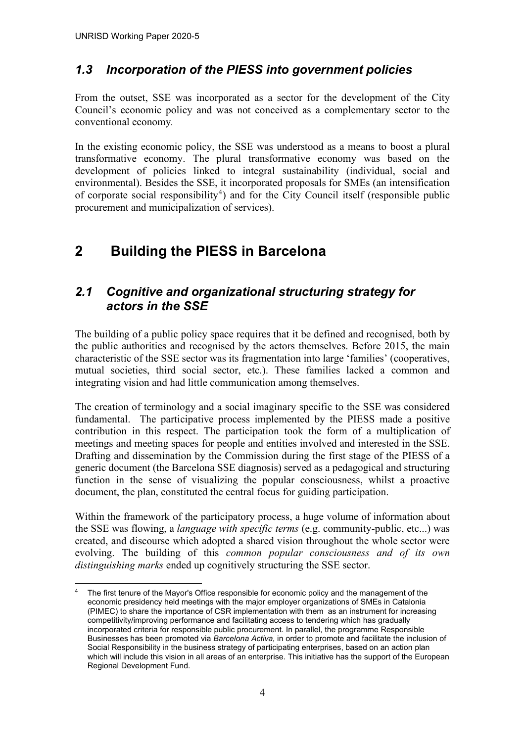### *1.3 Incorporation of the PIESS into government policies*

From the outset, SSE was incorporated as a sector for the development of the City Council's economic policy and was not conceived as a complementary sector to the conventional economy.

In the existing economic policy, the SSE was understood as a means to boost a plural transformative economy. The plural transformative economy was based on the development of policies linked to integral sustainability (individual, social and environmental). Besides the SSE, it incorporated proposals for SMEs (an intensification of corporate social responsibility[4]) and for the City Council itself (responsible public procurement and municipalization of services).

## 2 Building the PIESS in Barcelona

### *2.1 Cognitive and organizational structuring strategy for actors in the SSE*

The building of a public policy space requires that it be defined and recognised, both by the public authorities and recognised by the actors themselves. Before 2015, the main characteristic of the SSE sector was its fragmentation into large 'families' (cooperatives, mutual societies, third social sector, etc.). These families lacked a common and integrating vision and had little communication among themselves.

The creation of terminology and a social imaginary specific to the SSE was considered fundamental. The participative process implemented by the PIESS made a positive contribution in this respect. The participation took the form of a multiplication of meetings and meeting spaces for people and entities involved and interested in the SSE. Drafting and dissemination by the Commission during the first stage of the PIESS of a generic document (the Barcelona SSE diagnosis) served as a pedagogical and structuring function in the sense of visualizing the popular consciousness, whilst a proactive document, the plan, constituted the central focus for guiding participation.

Within the framework of the participatory process, a huge volume of information about the SSE was flowing, a *language with specific terms* (e.g. community-public, etc...) was created, and discourse which adopted a shared vision throughout the whole sector were evolving. The building of this *common popular consciousness and of its own distinguishing marks* ended up cognitively structuring the SSE sector.

---

[4] The first tenure of the Mayor's Office responsible for economic policy and the management of the economic presidency held meetings with the major employer organizations of SMEs in Catalonia (PIMEC) to share the importance of CSR implementation with them as an instrument for increasing competitivity/improving performance and facilitating access to tendering which has gradually incorporated criteria for responsible public procurement. In parallel, the programme Responsible Businesses has been promoted via *Barcelona Activa*, in order to promote and facilitate the inclusion of Social Responsibility in the business strategy of participating enterprises, based on an action plan which will include this vision in all areas of an enterprise. This initiative has the support of the European Regional Development Fund.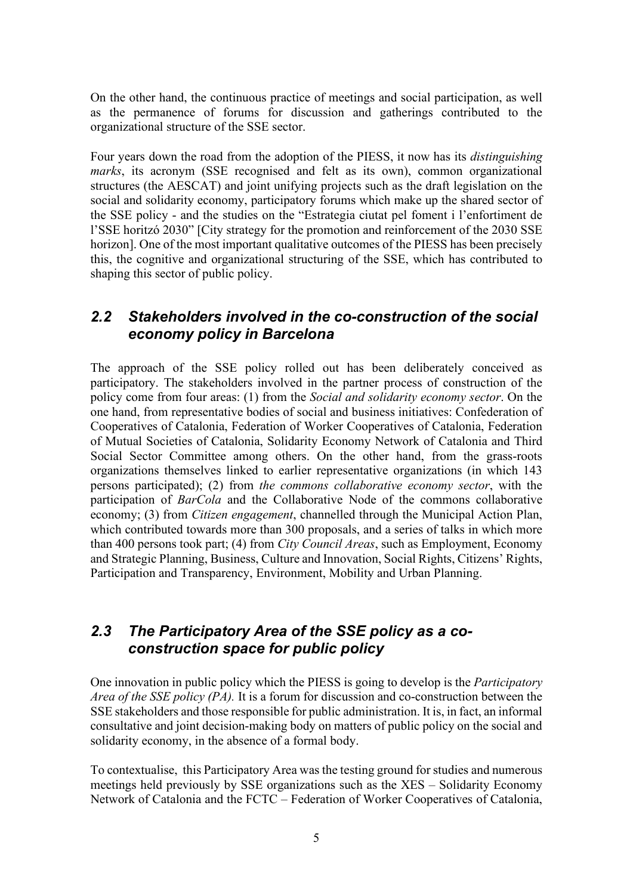On the other hand, the continuous practice of meetings and social participation, as well as the permanence of forums for discussion and gatherings contributed to the organizational structure of the SSE sector.

Four years down the road from the adoption of the PIESS, it now has its *distinguishing marks*, its acronym (SSE recognised and felt as its own), common organizational structures (the AESCAT) and joint unifying projects such as the draft legislation on the social and solidarity economy, participatory forums which make up the shared sector of the SSE policy - and the studies on the "Estrategia ciutat pel foment i l'enfortiment de l'SSE horitzó 2030" [City strategy for the promotion and reinforcement of the 2030 SSE horizon]. One of the most important qualitative outcomes of the PIESS has been precisely this, the cognitive and organizational structuring of the SSE, which has contributed to shaping this sector of public policy.

## *2.2 Stakeholders involved in the co-construction of the social economy policy in Barcelona*

The approach of the SSE policy rolled out has been deliberately conceived as participatory. The stakeholders involved in the partner process of construction of the policy come from four areas: (1) from the *Social and solidarity economy sector*. On the one hand, from representative bodies of social and business initiatives: Confederation of Cooperatives of Catalonia, Federation of Worker Cooperatives of Catalonia, Federation of Mutual Societies of Catalonia, Solidarity Economy Network of Catalonia and Third Social Sector Committee among others. On the other hand, from the grass-roots organizations themselves linked to earlier representative organizations (in which 143 persons participated); (2) from *the commons collaborative economy sector*, with the participation of *BarCola* and the Collaborative Node of the commons collaborative economy; (3) from *Citizen engagement*, channelled through the Municipal Action Plan, which contributed towards more than 300 proposals, and a series of talks in which more than 400 persons took part; (4) from *City Council Areas*, such as Employment, Economy and Strategic Planning, Business, Culture and Innovation, Social Rights, Citizens' Rights, Participation and Transparency, Environment, Mobility and Urban Planning.

## *2.3 The Participatory Area of the SSE policy as a co-construction space for public policy*

One innovation in public policy which the PIESS is going to develop is the *Participatory Area of the SSE policy (PA).* It is a forum for discussion and co-construction between the SSE stakeholders and those responsible for public administration. It is, in fact, an informal consultative and joint decision-making body on matters of public policy on the social and solidarity economy, in the absence of a formal body.

To contextualise, this Participatory Area was the testing ground for studies and numerous meetings held previously by SSE organizations such as the XES – Solidarity Economy Network of Catalonia and the FCTC – Federation of Worker Cooperatives of Catalonia,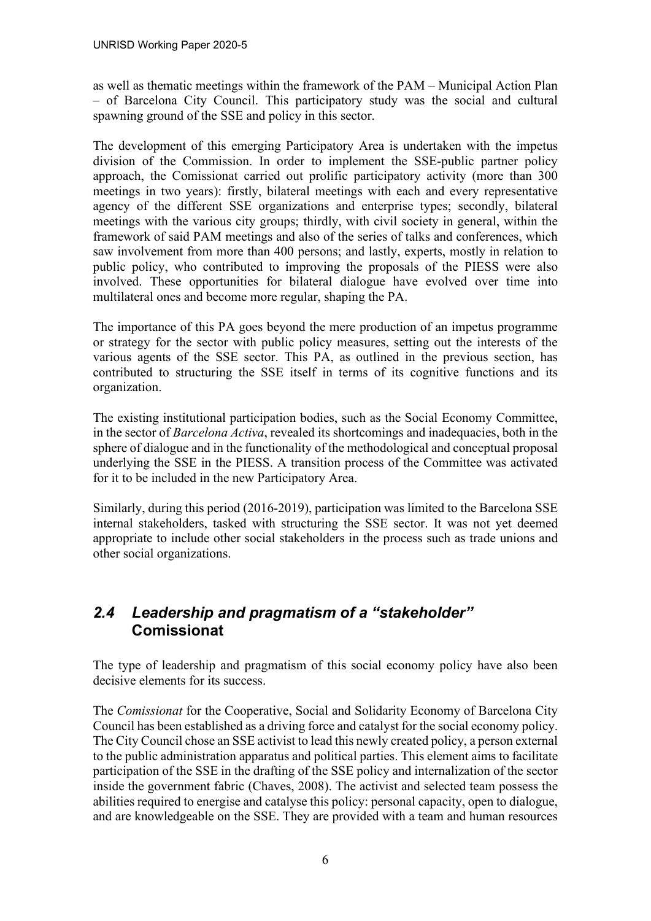as well as thematic meetings within the framework of the PAM – Municipal Action Plan – of Barcelona City Council. This participatory study was the social and cultural spawning ground of the SSE and policy in this sector.

The development of this emerging Participatory Area is undertaken with the impetus division of the Commission. In order to implement the SSE-public partner policy approach, the Comissionat carried out prolific participatory activity (more than 300 meetings in two years): firstly, bilateral meetings with each and every representative agency of the different SSE organizations and enterprise types; secondly, bilateral meetings with the various city groups; thirdly, with civil society in general, within the framework of said PAM meetings and also of the series of talks and conferences, which saw involvement from more than 400 persons; and lastly, experts, mostly in relation to public policy, who contributed to improving the proposals of the PIESS were also involved. These opportunities for bilateral dialogue have evolved over time into multilateral ones and become more regular, shaping the PA.

The importance of this PA goes beyond the mere production of an impetus programme or strategy for the sector with public policy measures, setting out the interests of the various agents of the SSE sector. This PA, as outlined in the previous section, has contributed to structuring the SSE itself in terms of its cognitive functions and its organization.

The existing institutional participation bodies, such as the Social Economy Committee, in the sector of *Barcelona Activa*, revealed its shortcomings and inadequacies, both in the sphere of dialogue and in the functionality of the methodological and conceptual proposal underlying the SSE in the PIESS. A transition process of the Committee was activated for it to be included in the new Participatory Area.

Similarly, during this period (2016-2019), participation was limited to the Barcelona SSE internal stakeholders, tasked with structuring the SSE sector. It was not yet deemed appropriate to include other social stakeholders in the process such as trade unions and other social organizations.

## *2.4 Leadership and pragmatism of a "stakeholder"* **Comissionat**

The type of leadership and pragmatism of this social economy policy have also been decisive elements for its success.

The *Comissionat* for the Cooperative, Social and Solidarity Economy of Barcelona City Council has been established as a driving force and catalyst for the social economy policy. The City Council chose an SSE activist to lead this newly created policy, a person external to the public administration apparatus and political parties. This element aims to facilitate participation of the SSE in the drafting of the SSE policy and internalization of the sector inside the government fabric (Chaves, 2008). The activist and selected team possess the abilities required to energise and catalyse this policy: personal capacity, open to dialogue, and are knowledgeable on the SSE. They are provided with a team and human resources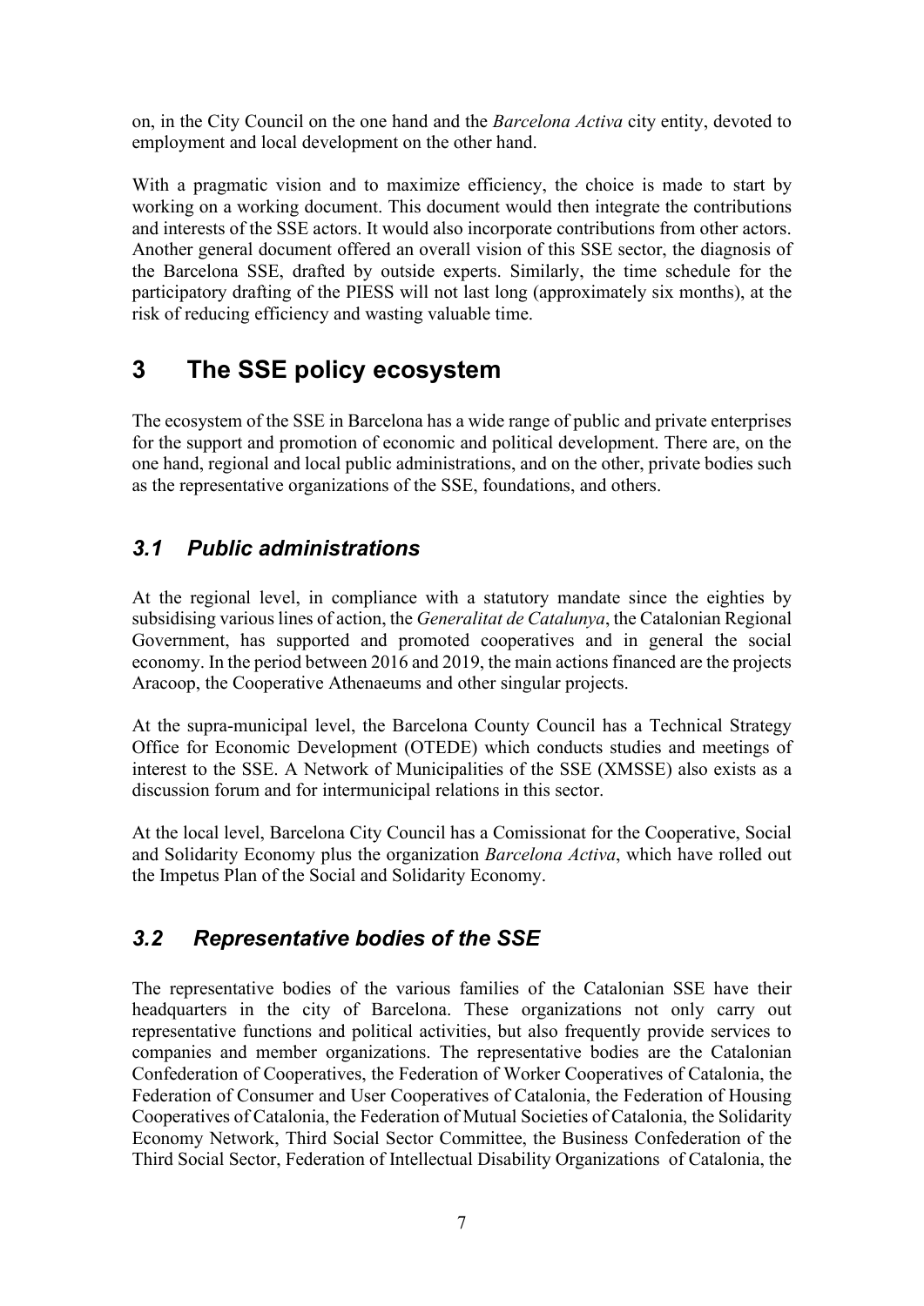on, in the City Council on the one hand and the *Barcelona Activa* city entity, devoted to employment and local development on the other hand.

With a pragmatic vision and to maximize efficiency, the choice is made to start by working on a working document. This document would then integrate the contributions and interests of the SSE actors. It would also incorporate contributions from other actors. Another general document offered an overall vision of this SSE sector, the diagnosis of the Barcelona SSE, drafted by outside experts. Similarly, the time schedule for the participatory drafting of the PIESS will not last long (approximately six months), at the risk of reducing efficiency and wasting valuable time.

# 3 The SSE policy ecosystem

The ecosystem of the SSE in Barcelona has a wide range of public and private enterprises for the support and promotion of economic and political development. There are, on the one hand, regional and local public administrations, and on the other, private bodies such as the representative organizations of the SSE, foundations, and others.

## *3.1 Public administrations*

At the regional level, in compliance with a statutory mandate since the eighties by subsidising various lines of action, the *Generalitat de Catalunya*, the Catalonian Regional Government, has supported and promoted cooperatives and in general the social economy. In the period between 2016 and 2019, the main actions financed are the projects Aracoop, the Cooperative Athenaeums and other singular projects.

At the supra-municipal level, the Barcelona County Council has a Technical Strategy Office for Economic Development (OTEDE) which conducts studies and meetings of interest to the SSE. A Network of Municipalities of the SSE (XMSSE) also exists as a discussion forum and for intermunicipal relations in this sector.

At the local level, Barcelona City Council has a Comissionat for the Cooperative, Social and Solidarity Economy plus the organization *Barcelona Activa*, which have rolled out the Impetus Plan of the Social and Solidarity Economy.

## *3.2 Representative bodies of the SSE*

The representative bodies of the various families of the Catalonian SSE have their headquarters in the city of Barcelona. These organizations not only carry out representative functions and political activities, but also frequently provide services to companies and member organizations. The representative bodies are the Catalonian Confederation of Cooperatives, the Federation of Worker Cooperatives of Catalonia, the Federation of Consumer and User Cooperatives of Catalonia, the Federation of Housing Cooperatives of Catalonia, the Federation of Mutual Societies of Catalonia, the Solidarity Economy Network, Third Social Sector Committee, the Business Confederation of the Third Social Sector, Federation of Intellectual Disability Organizations of Catalonia, the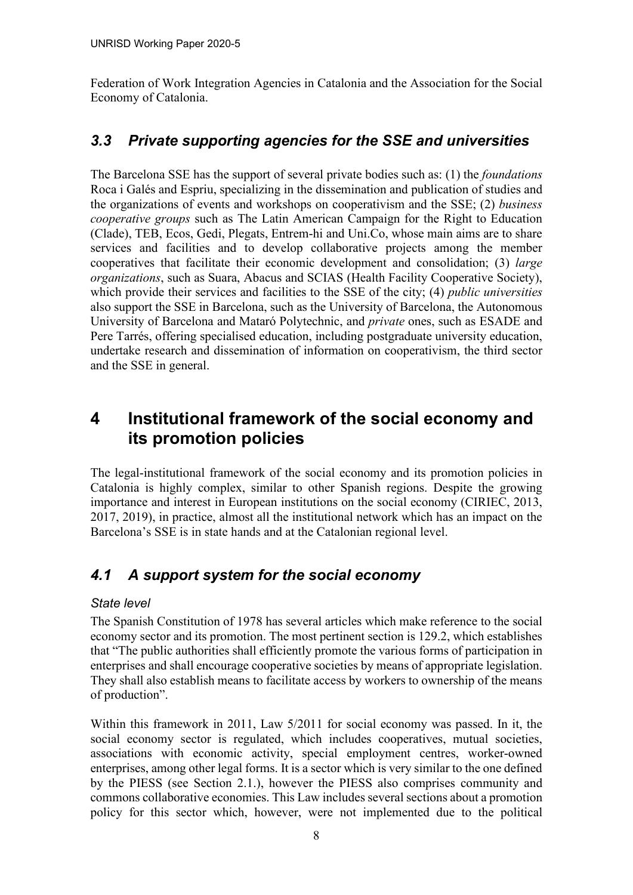Federation of Work Integration Agencies in Catalonia and the Association for the Social Economy of Catalonia.

### *3.3 Private supporting agencies for the SSE and universities*

The Barcelona SSE has the support of several private bodies such as: (1) the *foundations* Roca i Galés and Espriu, specializing in the dissemination and publication of studies and the organizations of events and workshops on cooperativism and the SSE; (2) *business cooperative groups* such as The Latin American Campaign for the Right to Education (Clade), TEB, Ecos, Gedi, Plegats, Entrem-hi and Uni.Co, whose main aims are to share services and facilities and to develop collaborative projects among the member cooperatives that facilitate their economic development and consolidation; (3) *large organizations*, such as Suara, Abacus and SCIAS (Health Facility Cooperative Society), which provide their services and facilities to the SSE of the city; (4) *public universities* also support the SSE in Barcelona, such as the University of Barcelona, the Autonomous University of Barcelona and Mataró Polytechnic, and *private* ones, such as ESADE and Pere Tarrés, offering specialised education, including postgraduate university education, undertake research and dissemination of information on cooperativism, the third sector and the SSE in general.

## 4 Institutional framework of the social economy and its promotion policies

The legal-institutional framework of the social economy and its promotion policies in Catalonia is highly complex, similar to other Spanish regions. Despite the growing importance and interest in European institutions on the social economy (CIRIEC, 2013, 2017, 2019), in practice, almost all the institutional network which has an impact on the Barcelona's SSE is in state hands and at the Catalonian regional level.

### *4.1 A support system for the social economy*

*State level*

The Spanish Constitution of 1978 has several articles which make reference to the social economy sector and its promotion. The most pertinent section is 129.2, which establishes that "The public authorities shall efficiently promote the various forms of participation in enterprises and shall encourage cooperative societies by means of appropriate legislation. They shall also establish means to facilitate access by workers to ownership of the means of production".

Within this framework in 2011, Law 5/2011 for social economy was passed. In it, the social economy sector is regulated, which includes cooperatives, mutual societies, associations with economic activity, special employment centres, worker-owned enterprises, among other legal forms. It is a sector which is very similar to the one defined by the PIESS (see Section 2.1.), however the PIESS also comprises community and commons collaborative economies. This Law includes several sections about a promotion policy for this sector which, however, were not implemented due to the political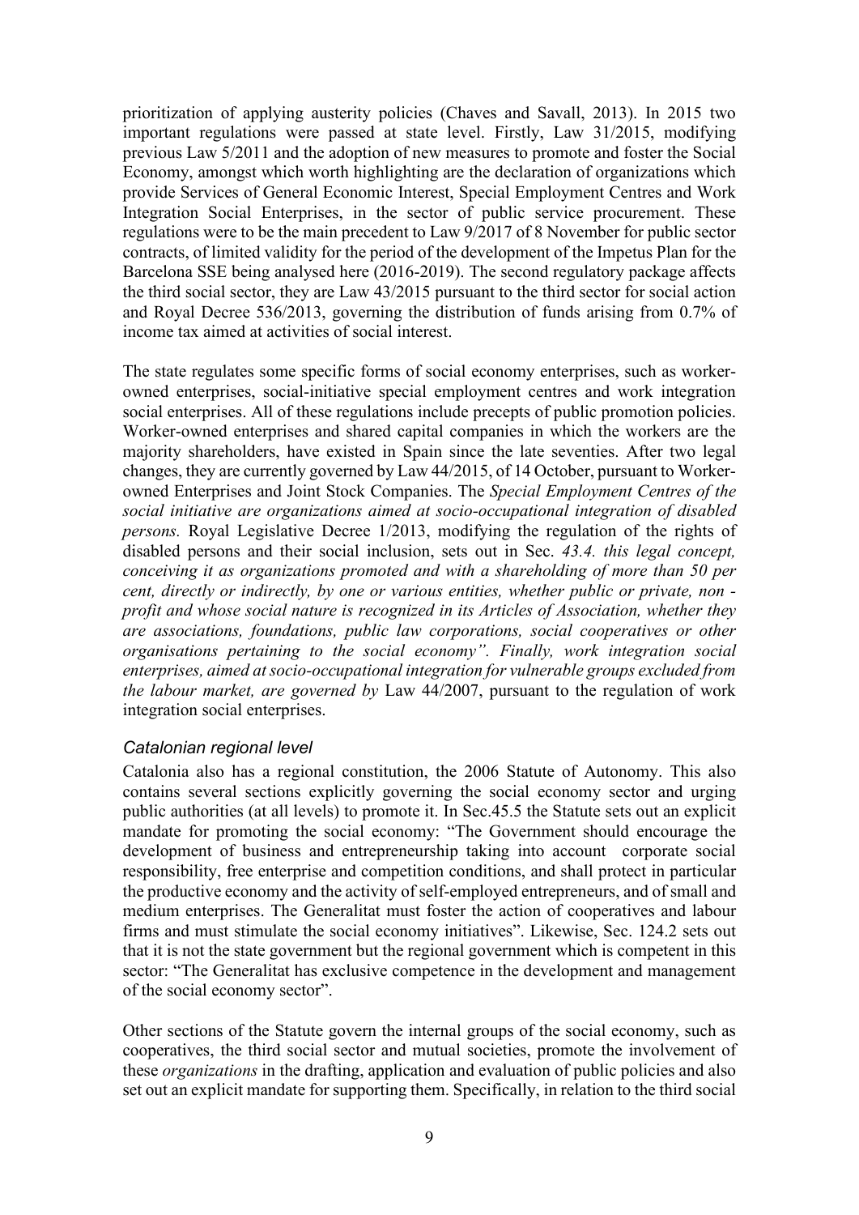prioritization of applying austerity policies (Chaves and Savall, 2013). In 2015 two important regulations were passed at state level. Firstly, Law 31/2015, modifying previous Law 5/2011 and the adoption of new measures to promote and foster the Social Economy, amongst which worth highlighting are the declaration of organizations which provide Services of General Economic Interest, Special Employment Centres and Work Integration Social Enterprises, in the sector of public service procurement. These regulations were to be the main precedent to Law 9/2017 of 8 November for public sector contracts, of limited validity for the period of the development of the Impetus Plan for the Barcelona SSE being analysed here (2016-2019). The second regulatory package affects the third social sector, they are Law 43/2015 pursuant to the third sector for social action and Royal Decree 536/2013, governing the distribution of funds arising from 0.7% of income tax aimed at activities of social interest.

The state regulates some specific forms of social economy enterprises, such as worker-owned enterprises, social-initiative special employment centres and work integration social enterprises. All of these regulations include precepts of public promotion policies. Worker-owned enterprises and shared capital companies in which the workers are the majority shareholders, have existed in Spain since the late seventies. After two legal changes, they are currently governed by Law 44/2015, of 14 October, pursuant to Worker-owned Enterprises and Joint Stock Companies. The *Special Employment Centres of the social initiative are organizations aimed at socio-occupational integration of disabled persons.* Royal Legislative Decree 1/2013, modifying the regulation of the rights of disabled persons and their social inclusion, sets out in Sec. *43.4. this legal concept, conceiving it as organizations promoted and with a shareholding of more than 50 per cent, directly or indirectly, by one or various entities, whether public or private, non -profit and whose social nature is recognized in its Articles of Association, whether they are associations, foundations, public law corporations, social cooperatives or other organisations pertaining to the social economy". Finally, work integration social enterprises, aimed at socio-occupational integration for vulnerable groups excluded from the labour market, are governed by* Law 44/2007, pursuant to the regulation of work integration social enterprises.

### *Catalonian regional level*

Catalonia also has a regional constitution, the 2006 Statute of Autonomy. This also contains several sections explicitly governing the social economy sector and urging public authorities (at all levels) to promote it. In Sec.45.5 the Statute sets out an explicit mandate for promoting the social economy: "The Government should encourage the development of business and entrepreneurship taking into account corporate social responsibility, free enterprise and competition conditions, and shall protect in particular the productive economy and the activity of self-employed entrepreneurs, and of small and medium enterprises. The Generalitat must foster the action of cooperatives and labour firms and must stimulate the social economy initiatives". Likewise, Sec. 124.2 sets out that it is not the state government but the regional government which is competent in this sector: "The Generalitat has exclusive competence in the development and management of the social economy sector".

Other sections of the Statute govern the internal groups of the social economy, such as cooperatives, the third social sector and mutual societies, promote the involvement of these *organizations* in the drafting, application and evaluation of public policies and also set out an explicit mandate for supporting them. Specifically, in relation to the third social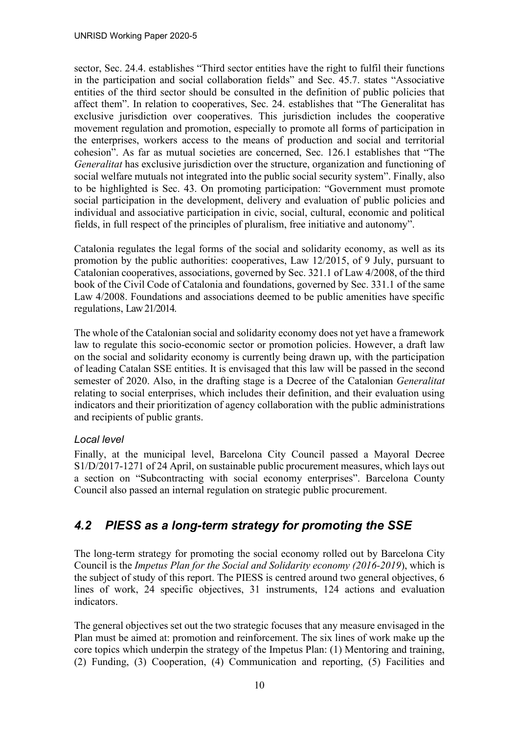sector, Sec. 24.4. establishes "Third sector entities have the right to fulfil their functions in the participation and social collaboration fields" and Sec. 45.7. states "Associative entities of the third sector should be consulted in the definition of public policies that affect them". In relation to cooperatives, Sec. 24. establishes that "The Generalitat has exclusive jurisdiction over cooperatives. This jurisdiction includes the cooperative movement regulation and promotion, especially to promote all forms of participation in the enterprises, workers access to the means of production and social and territorial cohesion". As far as mutual societies are concerned, Sec. 126.1 establishes that "The *Generalitat* has exclusive jurisdiction over the structure, organization and functioning of social welfare mutuals not integrated into the public social security system". Finally, also to be highlighted is Sec. 43. On promoting participation: "Government must promote social participation in the development, delivery and evaluation of public policies and individual and associative participation in civic, social, cultural, economic and political fields, in full respect of the principles of pluralism, free initiative and autonomy".

Catalonia regulates the legal forms of the social and solidarity economy, as well as its promotion by the public authorities: cooperatives, Law 12/2015, of 9 July, pursuant to Catalonian cooperatives, associations, governed by Sec. 321.1 of Law 4/2008, of the third book of the Civil Code of Catalonia and foundations, governed by Sec. 331.1 of the same Law 4/2008. Foundations and associations deemed to be public amenities have specific regulations, Law 21/2014.

The whole of the Catalonian social and solidarity economy does not yet have a framework law to regulate this socio-economic sector or promotion policies. However, a draft law on the social and solidarity economy is currently being drawn up, with the participation of leading Catalan SSE entities. It is envisaged that this law will be passed in the second semester of 2020. Also, in the drafting stage is a Decree of the Catalonian *Generalitat* relating to social enterprises, which includes their definition, and their evaluation using indicators and their prioritization of agency collaboration with the public administrations and recipients of public grants.

### *Local level*

Finally, at the municipal level, Barcelona City Council passed a Mayoral Decree S1/D/2017-1271 of 24 April, on sustainable public procurement measures, which lays out a section on "Subcontracting with social economy enterprises". Barcelona County Council also passed an internal regulation on strategic public procurement.

## *4.2 PIESS as a long-term strategy for promoting the SSE*

The long-term strategy for promoting the social economy rolled out by Barcelona City Council is the *Impetus Plan for the Social and Solidarity economy (2016-2019*), which is the subject of study of this report. The PIESS is centred around two general objectives, 6 lines of work, 24 specific objectives, 31 instruments, 124 actions and evaluation indicators.

The general objectives set out the two strategic focuses that any measure envisaged in the Plan must be aimed at: promotion and reinforcement. The six lines of work make up the core topics which underpin the strategy of the Impetus Plan: (1) Mentoring and training, (2) Funding, (3) Cooperation, (4) Communication and reporting, (5) Facilities and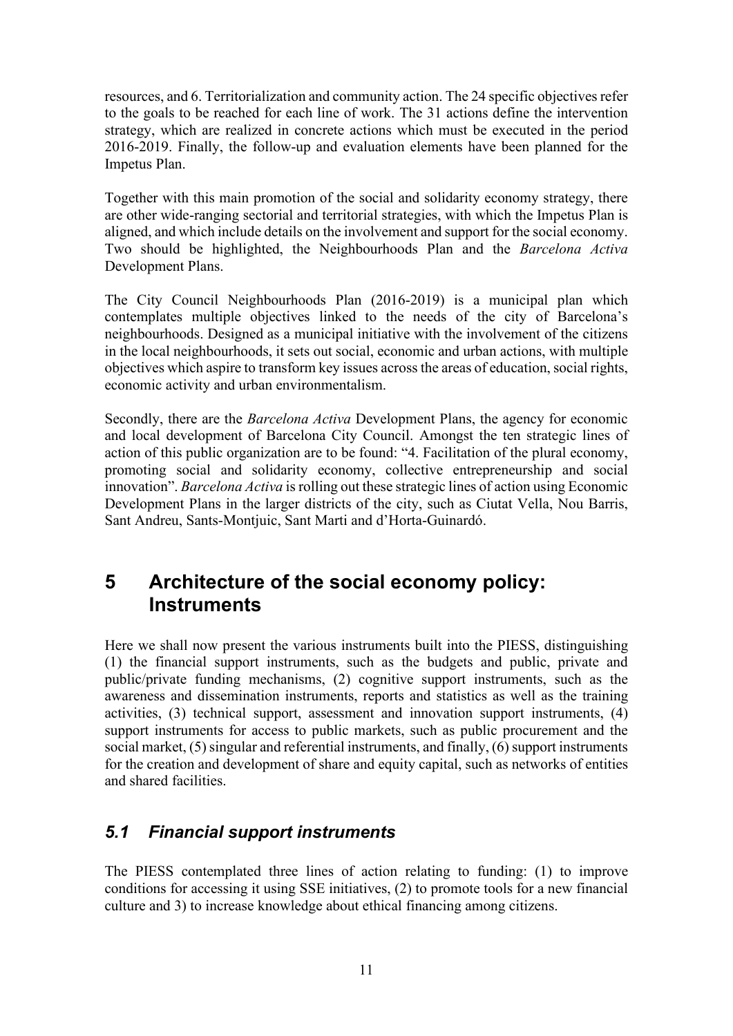resources, and 6. Territorialization and community action. The 24 specific objectives refer to the goals to be reached for each line of work. The 31 actions define the intervention strategy, which are realized in concrete actions which must be executed in the period 2016-2019. Finally, the follow-up and evaluation elements have been planned for the Impetus Plan.

Together with this main promotion of the social and solidarity economy strategy, there are other wide-ranging sectorial and territorial strategies, with which the Impetus Plan is aligned, and which include details on the involvement and support for the social economy. Two should be highlighted, the Neighbourhoods Plan and the *Barcelona Activa* Development Plans.

The City Council Neighbourhoods Plan (2016-2019) is a municipal plan which contemplates multiple objectives linked to the needs of the city of Barcelona's neighbourhoods. Designed as a municipal initiative with the involvement of the citizens in the local neighbourhoods, it sets out social, economic and urban actions, with multiple objectives which aspire to transform key issues across the areas of education, social rights, economic activity and urban environmentalism.

Secondly, there are the *Barcelona Activa* Development Plans, the agency for economic and local development of Barcelona City Council. Amongst the ten strategic lines of action of this public organization are to be found: "4. Facilitation of the plural economy, promoting social and solidarity economy, collective entrepreneurship and social innovation". *Barcelona Activa* is rolling out these strategic lines of action using Economic Development Plans in the larger districts of the city, such as Ciutat Vella, Nou Barris, Sant Andreu, Sants-Montjuic, Sant Marti and d'Horta-Guinardó.

# 5 Architecture of the social economy policy: Instruments

Here we shall now present the various instruments built into the PIESS, distinguishing (1) the financial support instruments, such as the budgets and public, private and public/private funding mechanisms, (2) cognitive support instruments, such as the awareness and dissemination instruments, reports and statistics as well as the training activities, (3) technical support, assessment and innovation support instruments, (4) support instruments for access to public markets, such as public procurement and the social market, (5) singular and referential instruments, and finally, (6) support instruments for the creation and development of share and equity capital, such as networks of entities and shared facilities.

## *5.1 Financial support instruments*

The PIESS contemplated three lines of action relating to funding: (1) to improve conditions for accessing it using SSE initiatives, (2) to promote tools for a new financial culture and 3) to increase knowledge about ethical financing among citizens.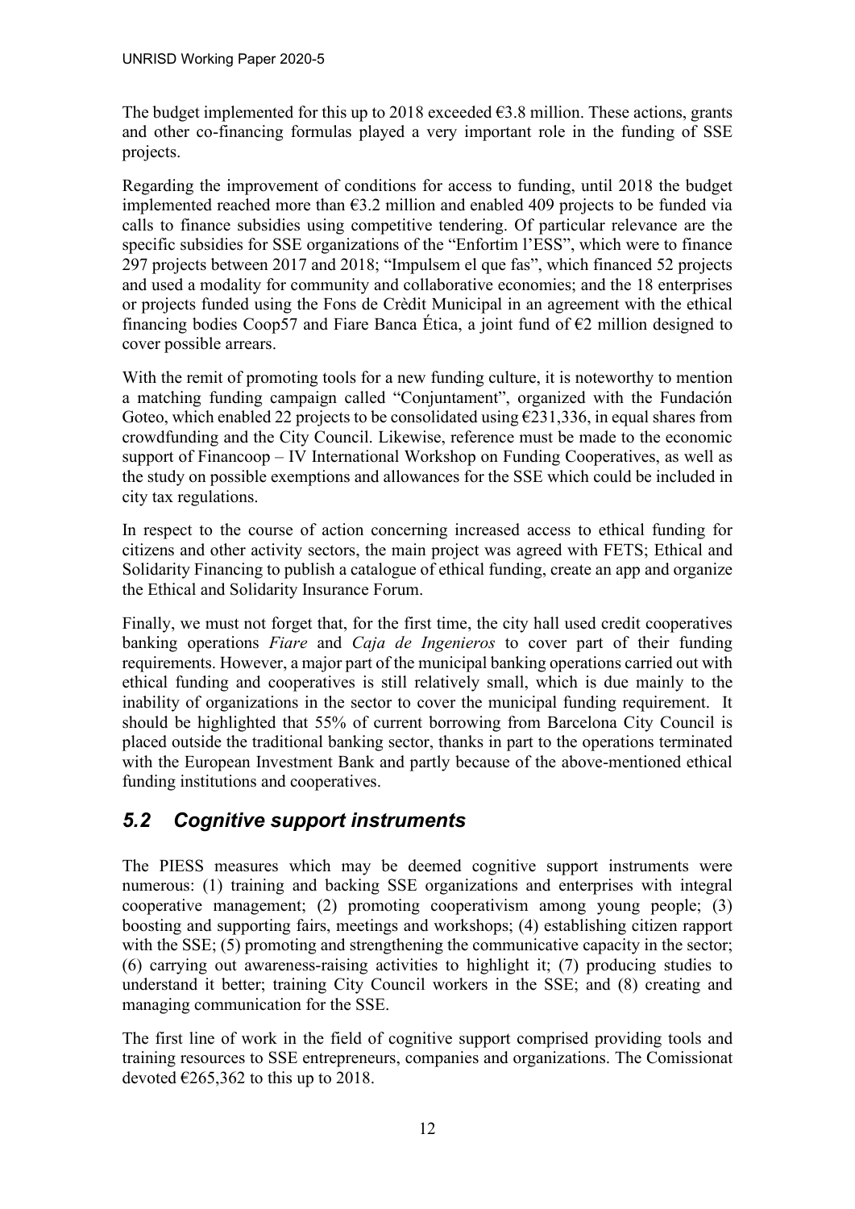The budget implemented for this up to 2018 exceeded €3.8 million. These actions, grants and other co-financing formulas played a very important role in the funding of SSE projects.

Regarding the improvement of conditions for access to funding, until 2018 the budget implemented reached more than €3.2 million and enabled 409 projects to be funded via calls to finance subsidies using competitive tendering. Of particular relevance are the specific subsidies for SSE organizations of the "Enfortim l'ESS", which were to finance 297 projects between 2017 and 2018; "Impulsem el que fas", which financed 52 projects and used a modality for community and collaborative economies; and the 18 enterprises or projects funded using the Fons de Crèdit Municipal in an agreement with the ethical financing bodies Coop57 and Fiare Banca Ética, a joint fund of €2 million designed to cover possible arrears.

With the remit of promoting tools for a new funding culture, it is noteworthy to mention a matching funding campaign called "Conjuntament", organized with the Fundación Goteo, which enabled 22 projects to be consolidated using €231,336, in equal shares from crowdfunding and the City Council. Likewise, reference must be made to the economic support of Financoop – IV International Workshop on Funding Cooperatives, as well as the study on possible exemptions and allowances for the SSE which could be included in city tax regulations.

In respect to the course of action concerning increased access to ethical funding for citizens and other activity sectors, the main project was agreed with FETS; Ethical and Solidarity Financing to publish a catalogue of ethical funding, create an app and organize the Ethical and Solidarity Insurance Forum.

Finally, we must not forget that, for the first time, the city hall used credit cooperatives banking operations *Fiare* and *Caja de Ingenieros* to cover part of their funding requirements. However, a major part of the municipal banking operations carried out with ethical funding and cooperatives is still relatively small, which is due mainly to the inability of organizations in the sector to cover the municipal funding requirement. It should be highlighted that 55% of current borrowing from Barcelona City Council is placed outside the traditional banking sector, thanks in part to the operations terminated with the European Investment Bank and partly because of the above-mentioned ethical funding institutions and cooperatives.

## *5.2 Cognitive support instruments*

The PIESS measures which may be deemed cognitive support instruments were numerous: (1) training and backing SSE organizations and enterprises with integral cooperative management; (2) promoting cooperativism among young people; (3) boosting and supporting fairs, meetings and workshops; (4) establishing citizen rapport with the SSE; (5) promoting and strengthening the communicative capacity in the sector; (6) carrying out awareness-raising activities to highlight it; (7) producing studies to understand it better; training City Council workers in the SSE; and (8) creating and managing communication for the SSE.

The first line of work in the field of cognitive support comprised providing tools and training resources to SSE entrepreneurs, companies and organizations. The Comissionat devoted €265,362 to this up to 2018.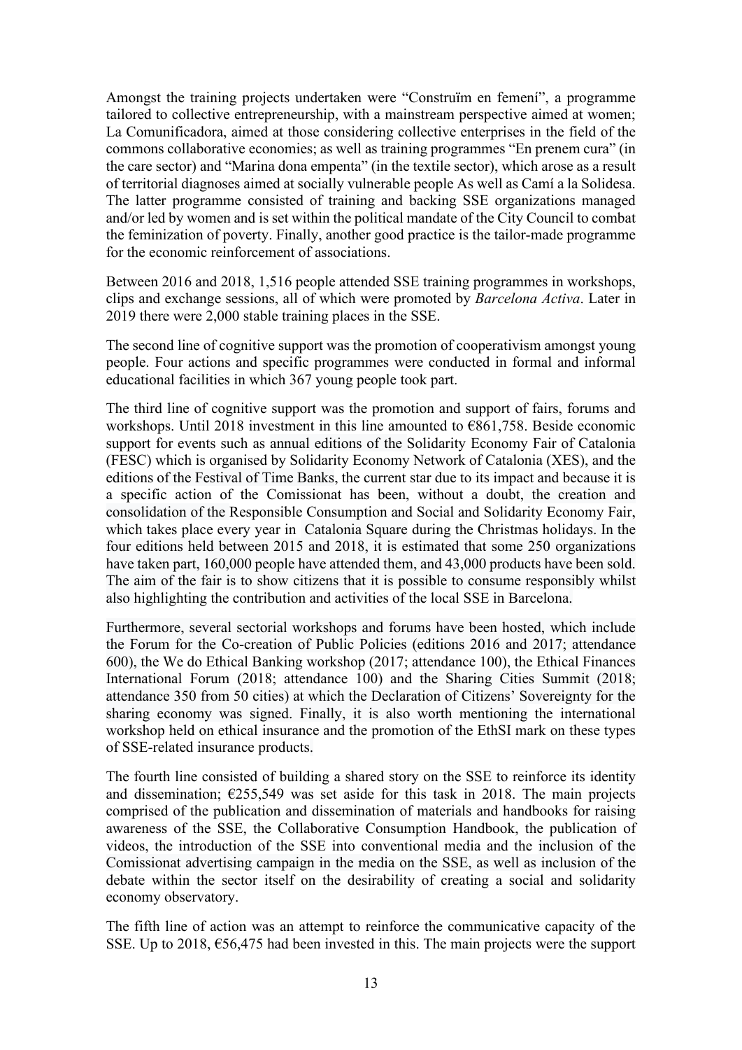Amongst the training projects undertaken were "Construïm en femení", a programme tailored to collective entrepreneurship, with a mainstream perspective aimed at women; La Comunificadora, aimed at those considering collective enterprises in the field of the commons collaborative economies; as well as training programmes "En prenem cura" (in the care sector) and "Marina dona empenta" (in the textile sector), which arose as a result of territorial diagnoses aimed at socially vulnerable people As well as Camí a la Solidesa. The latter programme consisted of training and backing SSE organizations managed and/or led by women and is set within the political mandate of the City Council to combat the feminization of poverty. Finally, another good practice is the tailor-made programme for the economic reinforcement of associations.

Between 2016 and 2018, 1,516 people attended SSE training programmes in workshops, clips and exchange sessions, all of which were promoted by *Barcelona Activa*. Later in 2019 there were 2,000 stable training places in the SSE.

The second line of cognitive support was the promotion of cooperativism amongst young people. Four actions and specific programmes were conducted in formal and informal educational facilities in which 367 young people took part.

The third line of cognitive support was the promotion and support of fairs, forums and workshops. Until 2018 investment in this line amounted to €861,758. Beside economic support for events such as annual editions of the Solidarity Economy Fair of Catalonia (FESC) which is organised by Solidarity Economy Network of Catalonia (XES), and the editions of the Festival of Time Banks, the current star due to its impact and because it is a specific action of the Comissionat has been, without a doubt, the creation and consolidation of the Responsible Consumption and Social and Solidarity Economy Fair, which takes place every year in Catalonia Square during the Christmas holidays. In the four editions held between 2015 and 2018, it is estimated that some 250 organizations have taken part, 160,000 people have attended them, and 43,000 products have been sold. The aim of the fair is to show citizens that it is possible to consume responsibly whilst also highlighting the contribution and activities of the local SSE in Barcelona.

Furthermore, several sectorial workshops and forums have been hosted, which include the Forum for the Co-creation of Public Policies (editions 2016 and 2017; attendance 600), the We do Ethical Banking workshop (2017; attendance 100), the Ethical Finances International Forum (2018; attendance 100) and the Sharing Cities Summit (2018; attendance 350 from 50 cities) at which the Declaration of Citizens' Sovereignty for the sharing economy was signed. Finally, it is also worth mentioning the international workshop held on ethical insurance and the promotion of the EthSI mark on these types of SSE-related insurance products.

The fourth line consisted of building a shared story on the SSE to reinforce its identity and dissemination; €255,549 was set aside for this task in 2018. The main projects comprised of the publication and dissemination of materials and handbooks for raising awareness of the SSE, the Collaborative Consumption Handbook, the publication of videos, the introduction of the SSE into conventional media and the inclusion of the Comissionat advertising campaign in the media on the SSE, as well as inclusion of the debate within the sector itself on the desirability of creating a social and solidarity economy observatory.

The fifth line of action was an attempt to reinforce the communicative capacity of the SSE. Up to 2018, €56,475 had been invested in this. The main projects were the support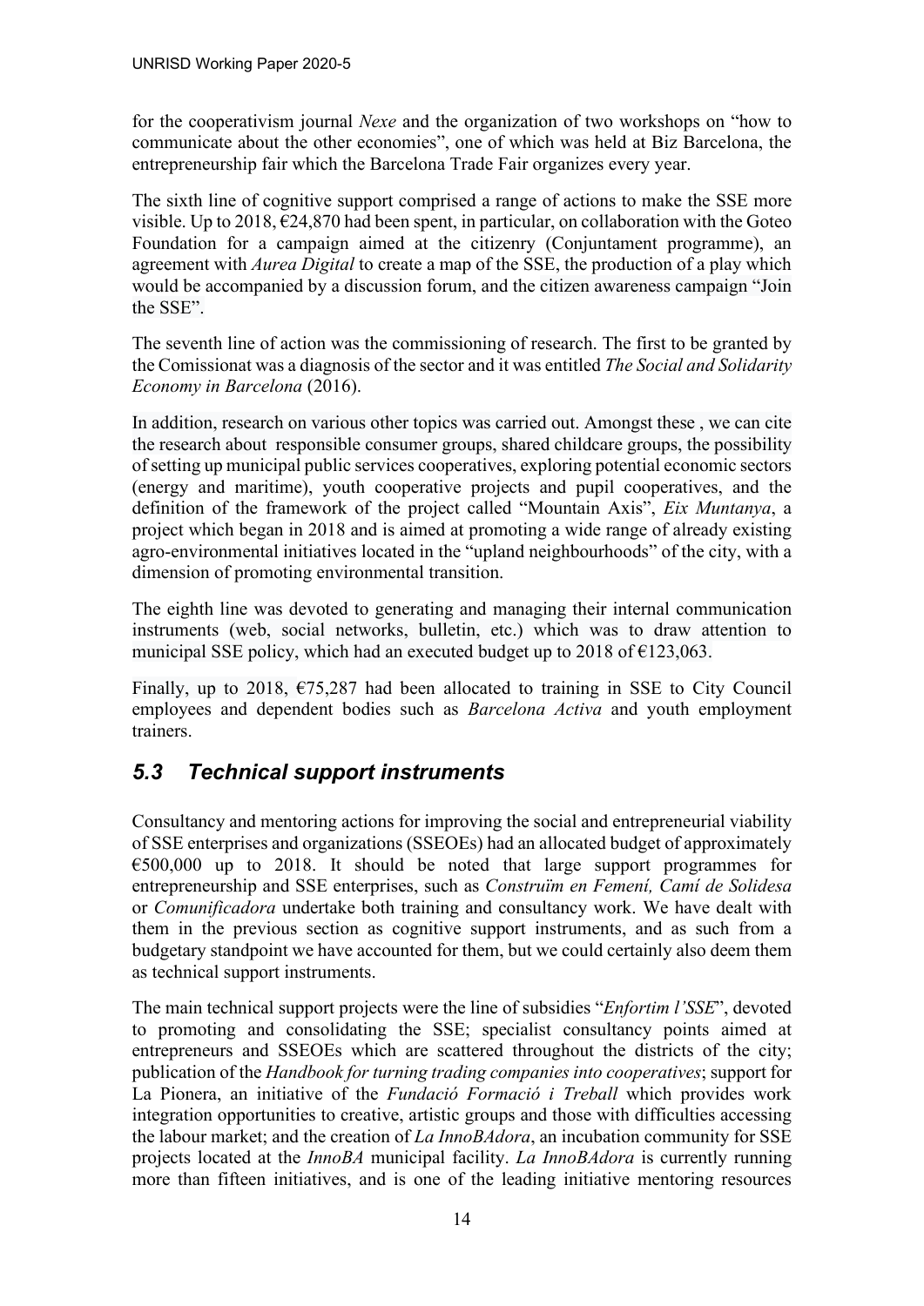for the cooperativism journal *Nexe* and the organization of two workshops on "how to communicate about the other economies", one of which was held at Biz Barcelona, the entrepreneurship fair which the Barcelona Trade Fair organizes every year.

The sixth line of cognitive support comprised a range of actions to make the SSE more visible. Up to 2018, €24,870 had been spent, in particular, on collaboration with the Goteo Foundation for a campaign aimed at the citizenry (Conjuntament programme), an agreement with *Aurea Digital* to create a map of the SSE, the production of a play which would be accompanied by a discussion forum, and the citizen awareness campaign "Join the SSE".

The seventh line of action was the commissioning of research. The first to be granted by the Comissionat was a diagnosis of the sector and it was entitled *The Social and Solidarity Economy in Barcelona* (2016).

In addition, research on various other topics was carried out. Amongst these , we can cite the research about responsible consumer groups, shared childcare groups, the possibility of setting up municipal public services cooperatives, exploring potential economic sectors (energy and maritime), youth cooperative projects and pupil cooperatives, and the definition of the framework of the project called "Mountain Axis", *Eix Muntanya*, a project which began in 2018 and is aimed at promoting a wide range of already existing agro-environmental initiatives located in the "upland neighbourhoods" of the city, with a dimension of promoting environmental transition.

The eighth line was devoted to generating and managing their internal communication instruments (web, social networks, bulletin, etc.) which was to draw attention to municipal SSE policy, which had an executed budget up to 2018 of €123,063.

Finally, up to 2018, €75,287 had been allocated to training in SSE to City Council employees and dependent bodies such as *Barcelona Activa* and youth employment trainers.

## *5.3 Technical support instruments*

Consultancy and mentoring actions for improving the social and entrepreneurial viability of SSE enterprises and organizations (SSEOEs) had an allocated budget of approximately €500,000 up to 2018. It should be noted that large support programmes for entrepreneurship and SSE enterprises, such as *Construïm en Femení, Camí de Solidesa* or *Comunificadora* undertake both training and consultancy work. We have dealt with them in the previous section as cognitive support instruments, and as such from a budgetary standpoint we have accounted for them, but we could certainly also deem them as technical support instruments.

The main technical support projects were the line of subsidies "*Enfortim l'SSE*", devoted to promoting and consolidating the SSE; specialist consultancy points aimed at entrepreneurs and SSEOEs which are scattered throughout the districts of the city; publication of the *Handbook for turning trading companies into cooperatives*; support for La Pionera, an initiative of the *Fundació Formació i Treball* which provides work integration opportunities to creative, artistic groups and those with difficulties accessing the labour market; and the creation of *La InnoBAdora*, an incubation community for SSE projects located at the *InnoBA* municipal facility. *La InnoBAdora* is currently running more than fifteen initiatives, and is one of the leading initiative mentoring resources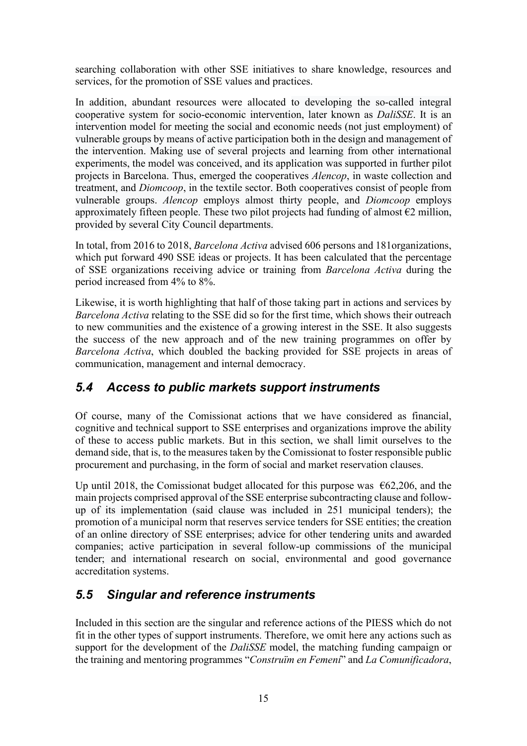searching collaboration with other SSE initiatives to share knowledge, resources and services, for the promotion of SSE values and practices.

In addition, abundant resources were allocated to developing the so-called integral cooperative system for socio-economic intervention, later known as *DaliSSE*. It is an intervention model for meeting the social and economic needs (not just employment) of vulnerable groups by means of active participation both in the design and management of the intervention. Making use of several projects and learning from other international experiments, the model was conceived, and its application was supported in further pilot projects in Barcelona. Thus, emerged the cooperatives *Alencop*, in waste collection and treatment, and *Diomcoop*, in the textile sector. Both cooperatives consist of people from vulnerable groups. *Alencop* employs almost thirty people, and *Diomcoop* employs approximately fifteen people. These two pilot projects had funding of almost €2 million, provided by several City Council departments.

In total, from 2016 to 2018, *Barcelona Activa* advised 606 persons and 181organizations, which put forward 490 SSE ideas or projects. It has been calculated that the percentage of SSE organizations receiving advice or training from *Barcelona Activa* during the period increased from 4% to 8%.

Likewise, it is worth highlighting that half of those taking part in actions and services by *Barcelona Activa* relating to the SSE did so for the first time, which shows their outreach to new communities and the existence of a growing interest in the SSE. It also suggests the success of the new approach and of the new training programmes on offer by *Barcelona Activa*, which doubled the backing provided for SSE projects in areas of communication, management and internal democracy.

## *5.4 Access to public markets support instruments*

Of course, many of the Comissionat actions that we have considered as financial, cognitive and technical support to SSE enterprises and organizations improve the ability of these to access public markets. But in this section, we shall limit ourselves to the demand side, that is, to the measures taken by the Comissionat to foster responsible public procurement and purchasing, in the form of social and market reservation clauses.

Up until 2018, the Comissionat budget allocated for this purpose was €62,206, and the main projects comprised approval of the SSE enterprise subcontracting clause and follow-up of its implementation (said clause was included in 251 municipal tenders); the promotion of a municipal norm that reserves service tenders for SSE entities; the creation of an online directory of SSE enterprises; advice for other tendering units and awarded companies; active participation in several follow-up commissions of the municipal tender; and international research on social, environmental and good governance accreditation systems.

## *5.5 Singular and reference instruments*

Included in this section are the singular and reference actions of the PIESS which do not fit in the other types of support instruments. Therefore, we omit here any actions such as support for the development of the *DaliSSE* model, the matching funding campaign or the training and mentoring programmes "*Construïm en Femení*" and *La Comunificadora*,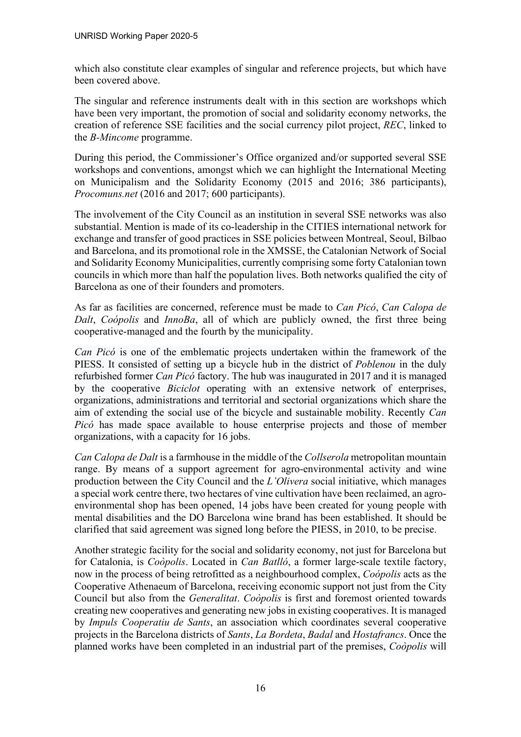which also constitute clear examples of singular and reference projects, but which have been covered above.

The singular and reference instruments dealt with in this section are workshops which have been very important, the promotion of social and solidarity economy networks, the creation of reference SSE facilities and the social currency pilot project, *REC*, linked to the *B-Mincome* programme.

During this period, the Commissioner's Office organized and/or supported several SSE workshops and conventions, amongst which we can highlight the International Meeting on Municipalism and the Solidarity Economy (2015 and 2016; 386 participants), *Procomuns.net* (2016 and 2017; 600 participants).

The involvement of the City Council as an institution in several SSE networks was also substantial. Mention is made of its co-leadership in the CITIES international network for exchange and transfer of good practices in SSE policies between Montreal, Seoul, Bilbao and Barcelona, and its promotional role in the XMSSE, the Catalonian Network of Social and Solidarity Economy Municipalities, currently comprising some forty Catalonian town councils in which more than half the population lives. Both networks qualified the city of Barcelona as one of their founders and promoters.

As far as facilities are concerned, reference must be made to *Can Picó*, *Can Calopa de Dalt*, *Coópolis* and *InnoBa*, all of which are publicly owned, the first three being cooperative-managed and the fourth by the municipality.

*Can Picó* is one of the emblematic projects undertaken within the framework of the PIESS. It consisted of setting up a bicycle hub in the district of *Poblenou* in the duly refurbished former *Can Picó* factory. The hub was inaugurated in 2017 and it is managed by the cooperative *Biciclot* operating with an extensive network of enterprises, organizations, administrations and territorial and sectorial organizations which share the aim of extending the social use of the bicycle and sustainable mobility. Recently *Can Picó* has made space available to house enterprise projects and those of member organizations, with a capacity for 16 jobs.

*Can Calopa de Dalt* is a farmhouse in the middle of the *Collserola* metropolitan mountain range. By means of a support agreement for agro-environmental activity and wine production between the City Council and the *L'Olivera* social initiative, which manages a special work centre there, two hectares of vine cultivation have been reclaimed, an agro-environmental shop has been opened, 14 jobs have been created for young people with mental disabilities and the DO Barcelona wine brand has been established. It should be clarified that said agreement was signed long before the PIESS, in 2010, to be precise.

Another strategic facility for the social and solidarity economy, not just for Barcelona but for Catalonia, is *Coòpolis*. Located in *Can Batlló*, a former large-scale textile factory, now in the process of being retrofitted as a neighbourhood complex, *Coópolis* acts as the Cooperative Athenaeum of Barcelona, receiving economic support not just from the City Council but also from the *Generalitat*. *Coòpolis* is first and foremost oriented towards creating new cooperatives and generating new jobs in existing cooperatives. It is managed by *Impuls Cooperatiu de Sants*, an association which coordinates several cooperative projects in the Barcelona districts of *Sants*, *La Bordeta*, *Badal* and *Hostafrancs*. Once the planned works have been completed in an industrial part of the premises, *Coòpolis* will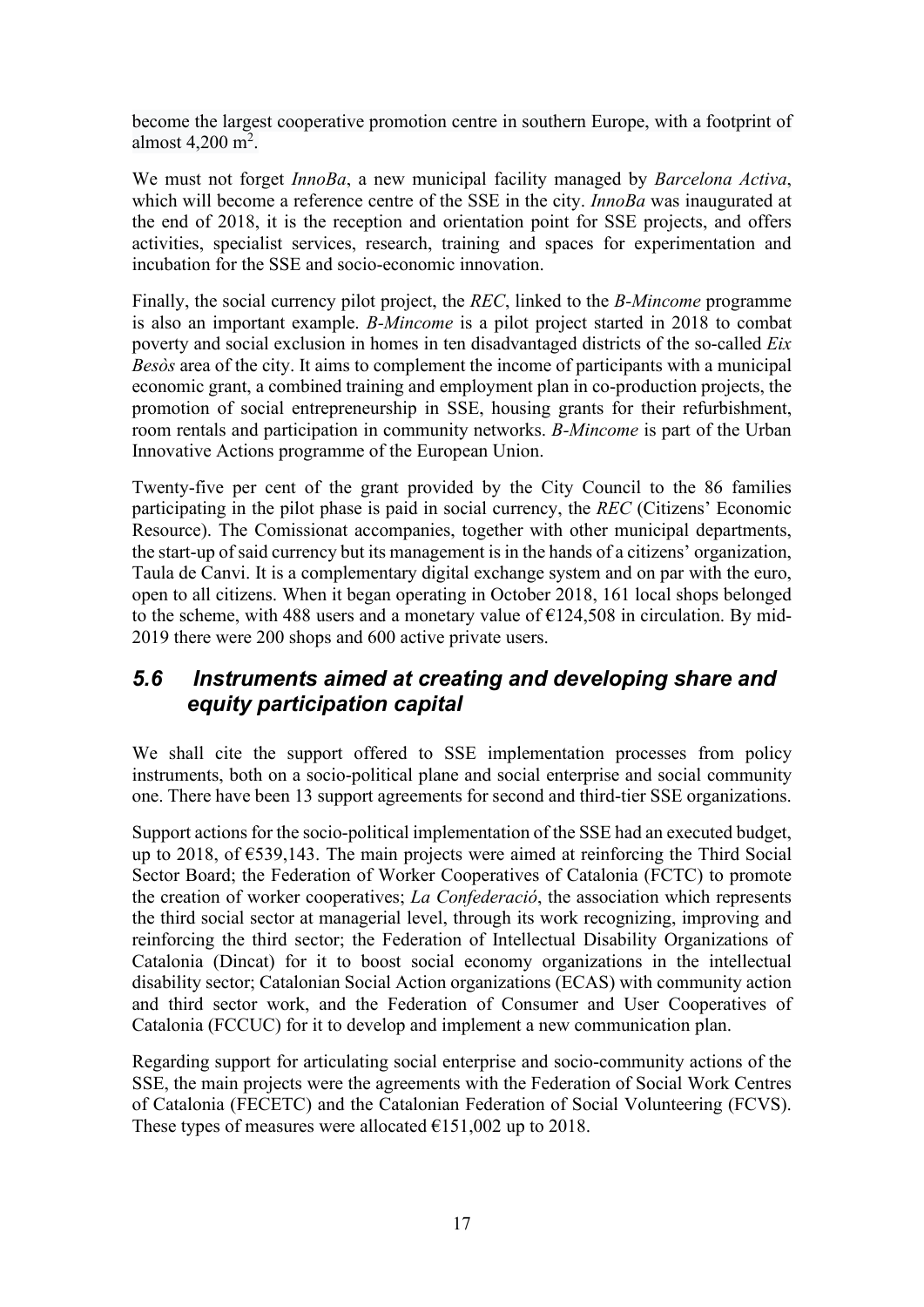become the largest cooperative promotion centre in southern Europe, with a footprint of almost 4,200 $m^2$.

We must not forget *InnoBa*, a new municipal facility managed by *Barcelona Activa*, which will become a reference centre of the SSE in the city. *InnoBa* was inaugurated at the end of 2018, it is the reception and orientation point for SSE projects, and offers activities, specialist services, research, training and spaces for experimentation and incubation for the SSE and socio-economic innovation.

Finally, the social currency pilot project, the *REC*, linked to the *B-Mincome* programme is also an important example. *B-Mincome* is a pilot project started in 2018 to combat poverty and social exclusion in homes in ten disadvantaged districts of the so-called *Eix Besòs* area of the city. It aims to complement the income of participants with a municipal economic grant, a combined training and employment plan in co-production projects, the promotion of social entrepreneurship in SSE, housing grants for their refurbishment, room rentals and participation in community networks. *B-Mincome* is part of the Urban Innovative Actions programme of the European Union.

Twenty-five per cent of the grant provided by the City Council to the 86 families participating in the pilot phase is paid in social currency, the *REC* (Citizens' Economic Resource). The Comissionat accompanies, together with other municipal departments, the start-up of said currency but its management is in the hands of a citizens' organization, Taula de Canvi. It is a complementary digital exchange system and on par with the euro, open to all citizens. When it began operating in October 2018, 161 local shops belonged to the scheme, with 488 users and a monetary value of €124,508 in circulation. By mid-2019 there were 200 shops and 600 active private users.

## *5.6 Instruments aimed at creating and developing share and equity participation capital*

We shall cite the support offered to SSE implementation processes from policy instruments, both on a socio-political plane and social enterprise and social community one. There have been 13 support agreements for second and third-tier SSE organizations.

Support actions for the socio-political implementation of the SSE had an executed budget, up to 2018, of €539,143. The main projects were aimed at reinforcing the Third Social Sector Board; the Federation of Worker Cooperatives of Catalonia (FCTC) to promote the creation of worker cooperatives; *La Confederació*, the association which represents the third social sector at managerial level, through its work recognizing, improving and reinforcing the third sector; the Federation of Intellectual Disability Organizations of Catalonia (Dincat) for it to boost social economy organizations in the intellectual disability sector; Catalonian Social Action organizations (ECAS) with community action and third sector work, and the Federation of Consumer and User Cooperatives of Catalonia (FCCUC) for it to develop and implement a new communication plan.

Regarding support for articulating social enterprise and socio-community actions of the SSE, the main projects were the agreements with the Federation of Social Work Centres of Catalonia (FECETC) and the Catalonian Federation of Social Volunteering (FCVS). These types of measures were allocated €151,002 up to 2018.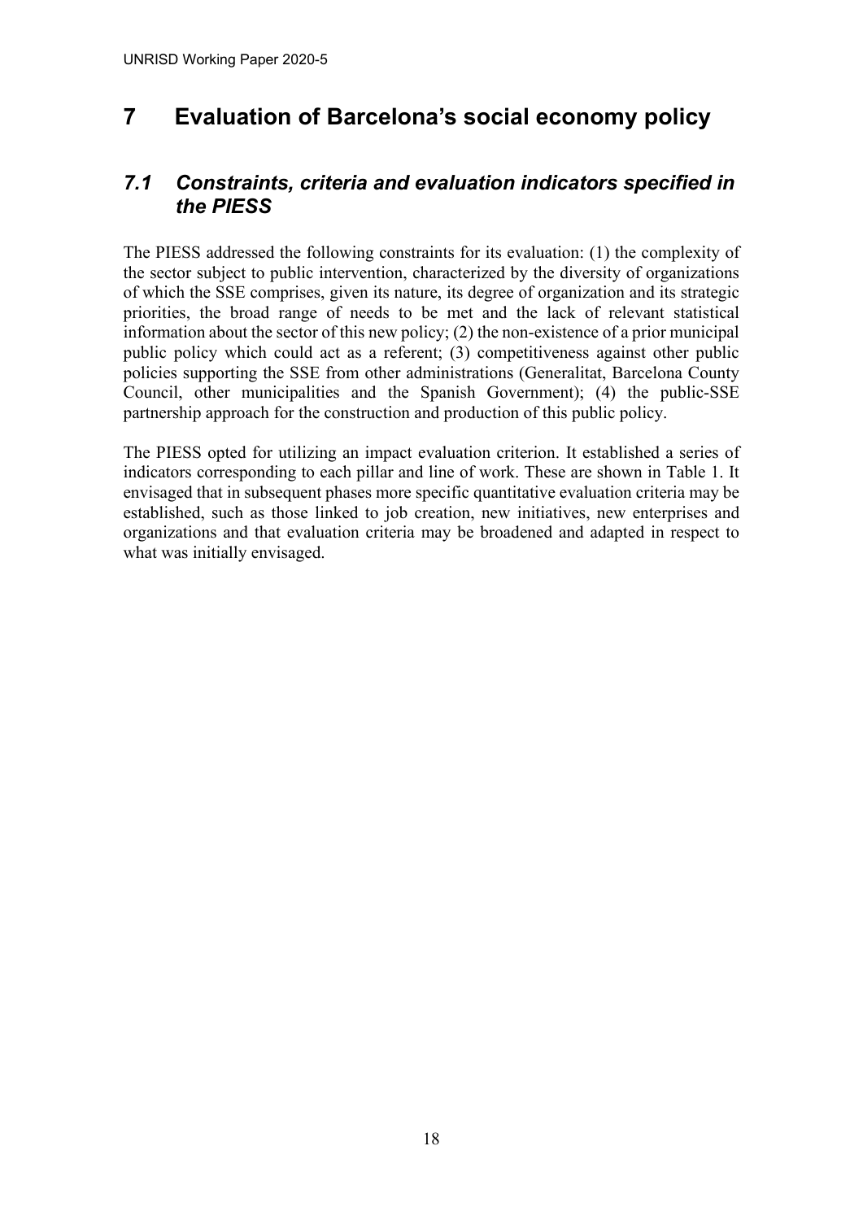# 7 Evaluation of Barcelona's social economy policy

## *7.1 Constraints, criteria and evaluation indicators specified in the PIESS*

The PIESS addressed the following constraints for its evaluation: (1) the complexity of the sector subject to public intervention, characterized by the diversity of organizations of which the SSE comprises, given its nature, its degree of organization and its strategic priorities, the broad range of needs to be met and the lack of relevant statistical information about the sector of this new policy; (2) the non-existence of a prior municipal public policy which could act as a referent; (3) competitiveness against other public policies supporting the SSE from other administrations (Generalitat, Barcelona County Council, other municipalities and the Spanish Government); (4) the public-SSE partnership approach for the construction and production of this public policy.

The PIESS opted for utilizing an impact evaluation criterion. It established a series of indicators corresponding to each pillar and line of work. These are shown in Table 1. It envisaged that in subsequent phases more specific quantitative evaluation criteria may be established, such as those linked to job creation, new initiatives, new enterprises and organizations and that evaluation criteria may be broadened and adapted in respect to what was initially envisaged.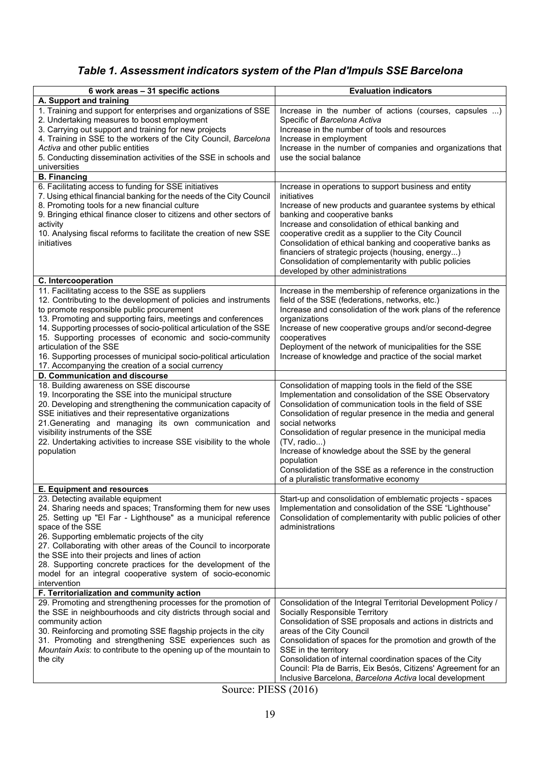### *Table 1. Assessment indicators system of the Plan d'Impuls SSE Barcelona*

| 6 work areas – 31 specific actions | Evaluation indicators |
|---|---|
| **A. Support and training** | |
| 1. Training and support for enterprises and organizations of SSE<br>2. Undertaking measures to boost employment<br>3. Carrying out support and training for new projects<br>4. Training in SSE to the workers of the City Council, *Barcelona Activa* and other public entities<br>5. Conducting dissemination activities of the SSE in schools and universities | Increase in the number of actions (courses, capsules ...) Specific of *Barcelona Activa*<br>Increase in the number of tools and resources<br>Increase in employment<br>Increase in the number of companies and organizations that use the social balance |
| **B. Financing** | |
| 6. Facilitating access to funding for SSE initiatives<br>7. Using ethical financial banking for the needs of the City Council<br>8. Promoting tools for a new financial culture<br>9. Bringing ethical finance closer to citizens and other sectors of activity<br>10. Analysing fiscal reforms to facilitate the creation of new SSE initiatives | Increase in operations to support business and entity initiatives<br>Increase of new products and guarantee systems by ethical banking and cooperative banks<br>Increase and consolidation of ethical banking and cooperative credit as a supplier to the City Council<br>Consolidation of ethical banking and cooperative banks as financiers of strategic projects (housing, energy...)<br>Consolidation of complementarity with public policies developed by other administrations |
| **C. Intercooperation** | |
| 11. Facilitating access to the SSE as suppliers<br>12. Contributing to the development of policies and instruments to promote responsible public procurement<br>13. Promoting and supporting fairs, meetings and conferences<br>14. Supporting processes of socio-political articulation of the SSE<br>15. Supporting processes of economic and socio-community articulation of the SSE<br>16. Supporting processes of municipal socio-political articulation<br>17. Accompanying the creation of a social currency | Increase in the membership of reference organizations in the field of the SSE (federations, networks, etc.)<br>Increase and consolidation of the work plans of the reference organizations<br>Increase of new cooperative groups and/or second-degree cooperatives<br>Deployment of the network of municipalities for the SSE<br>Increase of knowledge and practice of the social market |
| **D. Communication and discourse** | |
| 18. Building awareness on SSE discourse<br>19. Incorporating the SSE into the municipal structure<br>20. Developing and strengthening the communication capacity of SSE initiatives and their representative organizations<br>21.Generating and managing its own communication and visibility instruments of the SSE<br>22. Undertaking activities to increase SSE visibility to the whole population | Consolidation of mapping tools in the field of the SSE<br>Implementation and consolidation of the SSE Observatory<br>Consolidation of communication tools in the field of SSE<br>Consolidation of regular presence in the media and general social networks<br>Consolidation of regular presence in the municipal media (TV, radio...)<br>Increase of knowledge about the SSE by the general population<br>Consolidation of the SSE as a reference in the construction of a pluralistic transformative economy |
| **E. Equipment and resources** | |
| 23. Detecting available equipment<br>24. Sharing needs and spaces; Transforming them for new uses<br>25. Setting up "El Far - Lighthouse" as a municipal reference space of the SSE<br>26. Supporting emblematic projects of the city<br>27. Collaborating with other areas of the Council to incorporate the SSE into their projects and lines of action<br>28. Supporting concrete practices for the development of the model for an integral cooperative system of socio-economic intervention | Start-up and consolidation of emblematic projects - spaces<br>Implementation and consolidation of the SSE "Lighthouse"<br>Consolidation of complementarity with public policies of other administrations |
| **F. Territorialization and community action** | |
| 29. Promoting and strengthening processes for the promotion of the SSE in neighbourhoods and city districts through social and community action<br>30. Reinforcing and promoting SSE flagship projects in the city<br>31. Promoting and strengthening SSE experiences such as *Mountain Axis*: to contribute to the opening up of the mountain to the city | Consolidation of the Integral Territorial Development Policy / Socially Responsible Territory<br>Consolidation of SSE proposals and actions in districts and areas of the City Council<br>Consolidation of spaces for the promotion and growth of the SSE in the territory<br>Consolidation of internal coordination spaces of the City Council: Pla de Barris, Eix Besós, Citizens' Agreement for an Inclusive Barcelona, *Barcelona Activa* local development |

Source: PIESS (2016)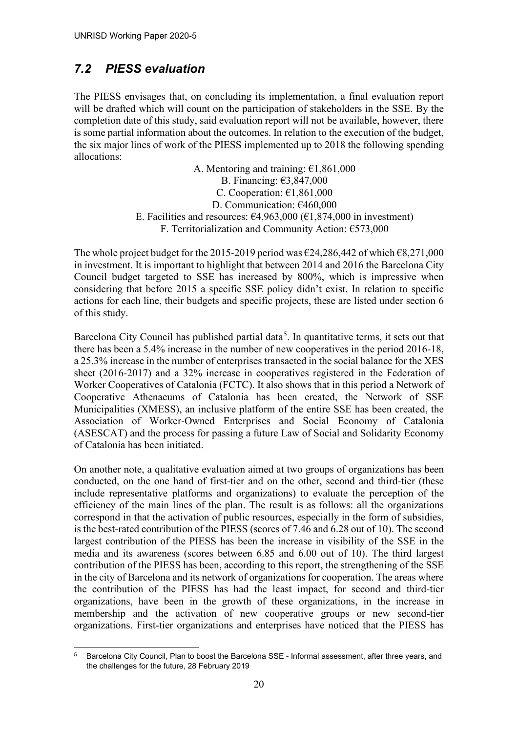## *7.2 PIESS evaluation*

The PIESS envisages that, on concluding its implementation, a final evaluation report will be drafted which will count on the participation of stakeholders in the SSE. By the completion date of this study, said evaluation report will not be available, however, there is some partial information about the outcomes. In relation to the execution of the budget, the six major lines of work of the PIESS implemented up to 2018 the following spending allocations:

A. Mentoring and training: €1,861,000
B. Financing: €3,847,000
C. Cooperation: €1,861,000
D. Communication: €460,000
E. Facilities and resources: €4,963,000 (€1,874,000 in investment)
F. Territorialization and Community Action: €573,000

The whole project budget for the 2015-2019 period was €24,286,442 of which €8,271,000 in investment. It is important to highlight that between 2014 and 2016 the Barcelona City Council budget targeted to SSE has increased by 800%, which is impressive when considering that before 2015 a specific SSE policy didn't exist. In relation to specific actions for each line, their budgets and specific projects, these are listed under section 6 of this study.

Barcelona City Council has published partial data[5]. In quantitative terms, it sets out that there has been a 5.4% increase in the number of new cooperatives in the period 2016-18, a 25.3% increase in the number of enterprises transacted in the social balance for the XES sheet (2016-2017) and a 32% increase in cooperatives registered in the Federation of Worker Cooperatives of Catalonia (FCTC). It also shows that in this period a Network of Cooperative Athenaeums of Catalonia has been created, the Network of SSE Municipalities (XMESS), an inclusive platform of the entire SSE has been created, the Association of Worker-Owned Enterprises and Social Economy of Catalonia (ASESCAT) and the process for passing a future Law of Social and Solidarity Economy of Catalonia has been initiated.

On another note, a qualitative evaluation aimed at two groups of organizations has been conducted, on the one hand of first-tier and on the other, second and third-tier (these include representative platforms and organizations) to evaluate the perception of the efficiency of the main lines of the plan. The result is as follows: all the organizations correspond in that the activation of public resources, especially in the form of subsidies, is the best-rated contribution of the PIESS (scores of 7.46 and 6.28 out of 10). The second largest contribution of the PIESS has been the increase in visibility of the SSE in the media and its awareness (scores between 6.85 and 6.00 out of 10). The third largest contribution of the PIESS has been, according to this report, the strengthening of the SSE in the city of Barcelona and its network of organizations for cooperation. The areas where the contribution of the PIESS has had the least impact, for second and third-tier organizations, have been in the growth of these organizations, in the increase in membership and the activation of new cooperative groups or new second-tier organizations. First-tier organizations and enterprises have noticed that the PIESS has

[5] Barcelona City Council, Plan to boost the Barcelona SSE - Informal assessment, after three years, and the challenges for the future, 28 February 2019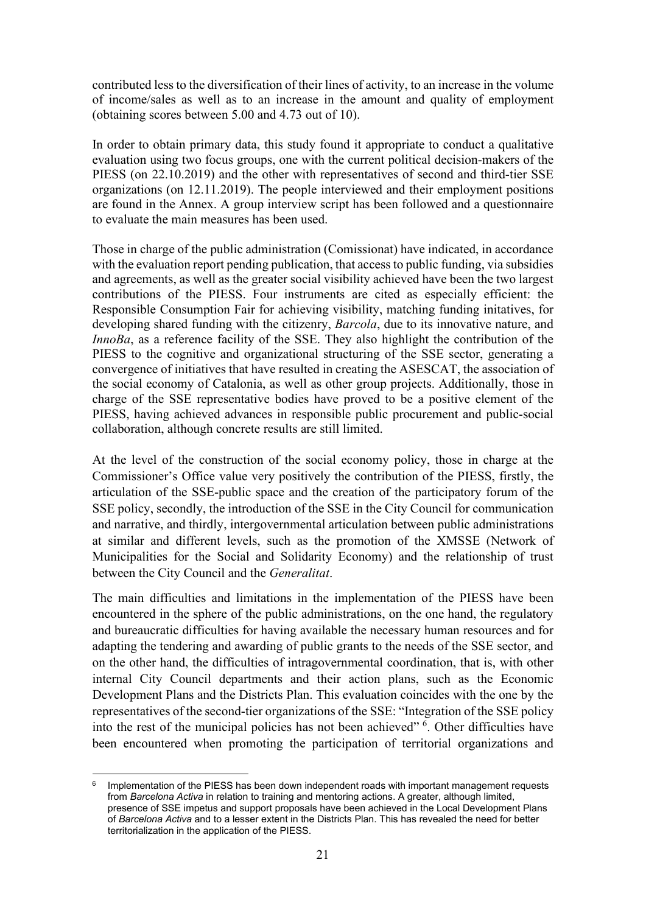contributed less to the diversification of their lines of activity, to an increase in the volume of income/sales as well as to an increase in the amount and quality of employment (obtaining scores between 5.00 and 4.73 out of 10).

In order to obtain primary data, this study found it appropriate to conduct a qualitative evaluation using two focus groups, one with the current political decision-makers of the PIESS (on 22.10.2019) and the other with representatives of second and third-tier SSE organizations (on 12.11.2019). The people interviewed and their employment positions are found in the Annex. A group interview script has been followed and a questionnaire to evaluate the main measures has been used.

Those in charge of the public administration (Comissionat) have indicated, in accordance with the evaluation report pending publication, that access to public funding, via subsidies and agreements, as well as the greater social visibility achieved have been the two largest contributions of the PIESS. Four instruments are cited as especially efficient: the Responsible Consumption Fair for achieving visibility, matching funding initatives, for developing shared funding with the citizenry, *Barcola*, due to its innovative nature, and *InnoBa*, as a reference facility of the SSE. They also highlight the contribution of the PIESS to the cognitive and organizational structuring of the SSE sector, generating a convergence of initiatives that have resulted in creating the ASESCAT, the association of the social economy of Catalonia, as well as other group projects. Additionally, those in charge of the SSE representative bodies have proved to be a positive element of the PIESS, having achieved advances in responsible public procurement and public-social collaboration, although concrete results are still limited.

At the level of the construction of the social economy policy, those in charge at the Commissioner's Office value very positively the contribution of the PIESS, firstly, the articulation of the SSE-public space and the creation of the participatory forum of the SSE policy, secondly, the introduction of the SSE in the City Council for communication and narrative, and thirdly, intergovernmental articulation between public administrations at similar and different levels, such as the promotion of the XMSSE (Network of Municipalities for the Social and Solidarity Economy) and the relationship of trust between the City Council and the *Generalitat*.

The main difficulties and limitations in the implementation of the PIESS have been encountered in the sphere of the public administrations, on the one hand, the regulatory and bureaucratic difficulties for having available the necessary human resources and for adapting the tendering and awarding of public grants to the needs of the SSE sector, and on the other hand, the difficulties of intragovernmental coordination, that is, with other internal City Council departments and their action plans, such as the Economic Development Plans and the Districts Plan. This evaluation coincides with the one by the representatives of the second-tier organizations of the SSE: "Integration of the SSE policy into the rest of the municipal policies has not been achieved" [6]. Other difficulties have been encountered when promoting the participation of territorial organizations and

---

[6] Implementation of the PIESS has been down independent roads with important management requests from *Barcelona Activa* in relation to training and mentoring actions. A greater, although limited, presence of SSE impetus and support proposals have been achieved in the Local Development Plans of *Barcelona Activa* and to a lesser extent in the Districts Plan. This has revealed the need for better territorialization in the application of the PIESS.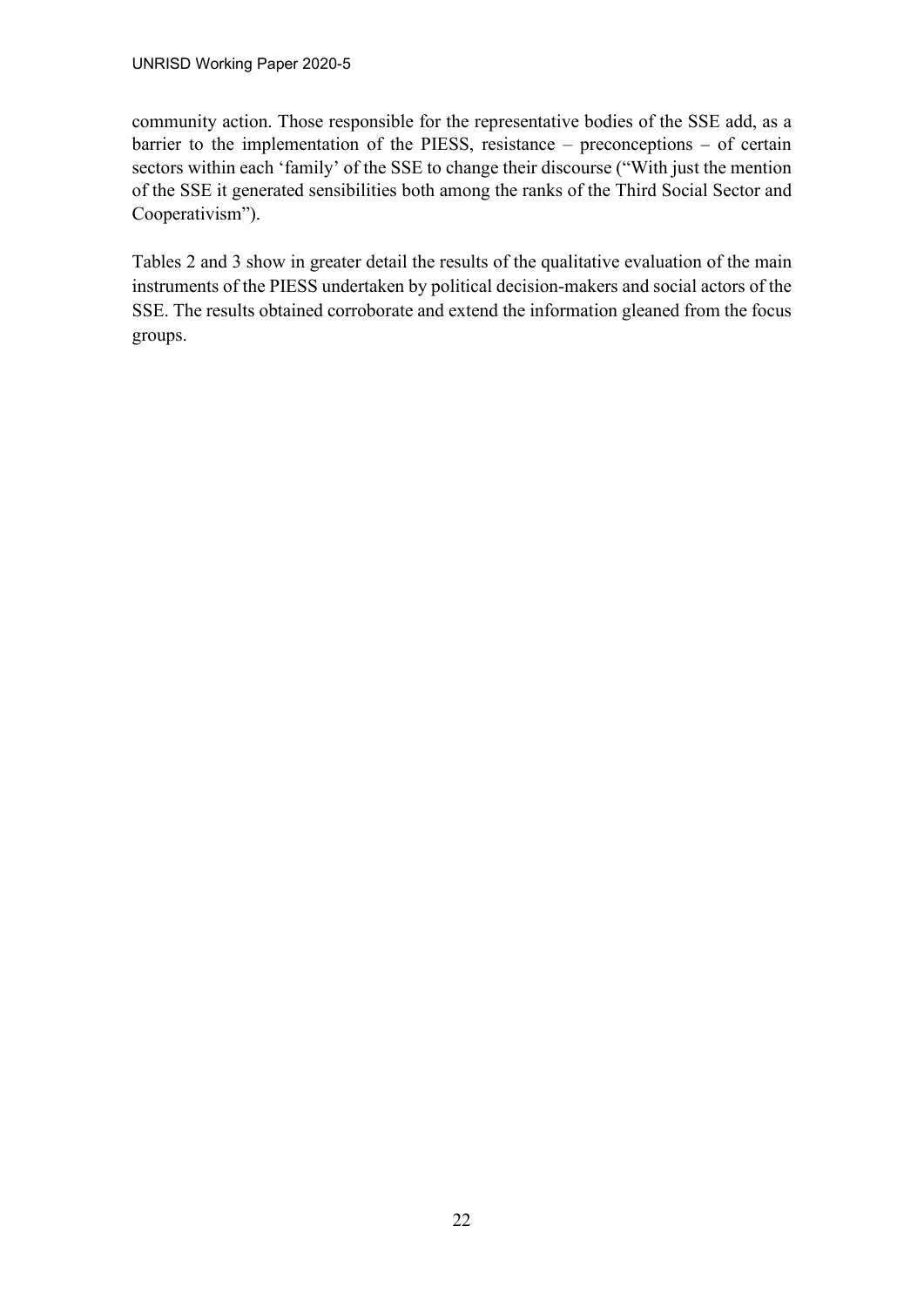community action. Those responsible for the representative bodies of the SSE add, as a barrier to the implementation of the PIESS, resistance – preconceptions – of certain sectors within each 'family' of the SSE to change their discourse ("With just the mention of the SSE it generated sensibilities both among the ranks of the Third Social Sector and Cooperativism").

Tables 2 and 3 show in greater detail the results of the qualitative evaluation of the main instruments of the PIESS undertaken by political decision-makers and social actors of the SSE. The results obtained corroborate and extend the information gleaned from the focus groups.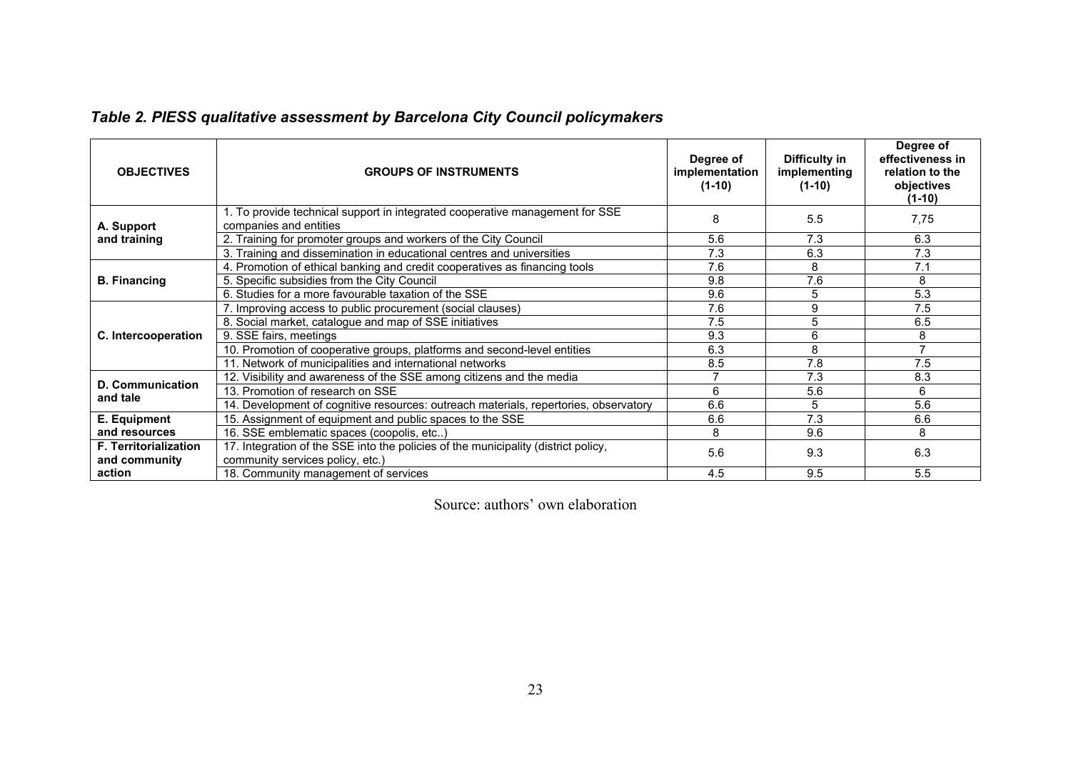***Table 2. PIESS qualitative assessment by Barcelona City Council policymakers***

| OBJECTIVES | GROUPS OF INSTRUMENTS | Degree of implementation (1-10) | Difficulty in implementing (1-10) | Degree of effectiveness in relation to the objectives (1-10) |
|---|---|---|---|---|
| A. Support and training | 1. To provide technical support in integrated cooperative management for SSE companies and entities | 8 | 5.5 | 7,75 |
| | 2. Training for promoter groups and workers of the City Council | 5.6 | 7.3 | 6.3 |
| | 3. Training and dissemination in educational centres and universities | 7.3 | 6.3 | 7.3 |
| B. Financing | 4. Promotion of ethical banking and credit cooperatives as financing tools | 7.6 | 8 | 7.1 |
| | 5. Specific subsidies from the City Council | 9.8 | 7.6 | 8 |
| | 6. Studies for a more favourable taxation of the SSE | 9.6 | 5 | 5.3 |
| C. Intercooperation | 7. Improving access to public procurement (social clauses) | 7.6 | 9 | 7.5 |
| | 8. Social market, catalogue and map of SSE initiatives | 7.5 | 5 | 6.5 |
| | 9. SSE fairs, meetings | 9.3 | 6 | 8 |
| | 10. Promotion of cooperative groups, platforms and second-level entities | 6.3 | 8 | 7 |
| | 11. Network of municipalities and international networks | 8.5 | 7.8 | 7.5 |
| D. Communication and tale | 12. Visibility and awareness of the SSE among citizens and the media | 7 | 7.3 | 8.3 |
| | 13. Promotion of research on SSE | 6 | 5.6 | 6 |
| | 14. Development of cognitive resources: outreach materials, repertories, observatory | 6.6 | 5 | 5.6 |
| E. Equipment and resources | 15. Assignment of equipment and public spaces to the SSE | 6.6 | 7.3 | 6.6 |
| | 16. SSE emblematic spaces (coopolis, etc..) | 8 | 9.6 | 8 |
| F. Territorialization and community action | 17. Integration of the SSE into the policies of the municipality (district policy, community services policy, etc.) | 5.6 | 9.3 | 6.3 |
| | 18. Community management of services | 4.5 | 9.5 | 5.5 |

Source: authors' own elaboration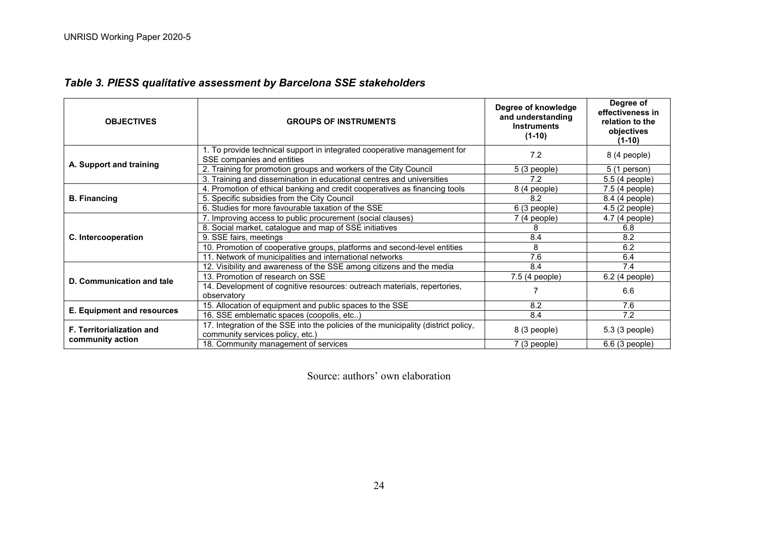### *Table 3. PIESS qualitative assessment by Barcelona SSE stakeholders*

| OBJECTIVES | GROUPS OF INSTRUMENTS | Degree of knowledge and understanding Instruments (1-10) | Degree of effectiveness in relation to the objectives (1-10) |
|---|---|---|---|
| A. Support and training | 1. To provide technical support in integrated cooperative management for SSE companies and entities | 7.2 | 8 (4 people) |
| | 2. Training for promotion groups and workers of the City Council | 5 (3 people) | 5 (1 person) |
| | 3. Training and dissemination in educational centres and universities | 7.2 | 5.5 (4 people) |
| B. Financing | 4. Promotion of ethical banking and credit cooperatives as financing tools | 8 (4 people) | 7.5 (4 people) |
| | 5. Specific subsidies from the City Council | 8.2 | 8.4 (4 people) |
| | 6. Studies for more favourable taxation of the SSE | 6 (3 people) | 4.5 (2 people) |
| C. Intercooperation | 7. Improving access to public procurement (social clauses) | 7 (4 people) | 4.7 (4 people) |
| | 8. Social market, catalogue and map of SSE initiatives | 8 | 6.8 |
| | 9. SSE fairs, meetings | 8.4 | 8.2 |
| | 10. Promotion of cooperative groups, platforms and second-level entities | 8 | 6.2 |
| | 11. Network of municipalities and international networks | 7.6 | 6.4 |
| D. Communication and tale | 12. Visibility and awareness of the SSE among citizens and the media | 8.4 | 7.4 |
| | 13. Promotion of research on SSE | 7.5 (4 people) | 6.2 (4 people) |
| | 14. Development of cognitive resources: outreach materials, repertories, observatory | 7 | 6.6 |
| E. Equipment and resources | 15. Allocation of equipment and public spaces to the SSE | 8.2 | 7.6 |
| | 16. SSE emblematic spaces (coopolis, etc..) | 8.4 | 7.2 |
| F. Territorialization and community action | 17. Integration of the SSE into the policies of the municipality (district policy, community services policy, etc.) | 8 (3 people) | 5.3 (3 people) |
| | 18. Community management of services | 7 (3 people) | 6.6 (3 people) |

Source: authors' own elaboration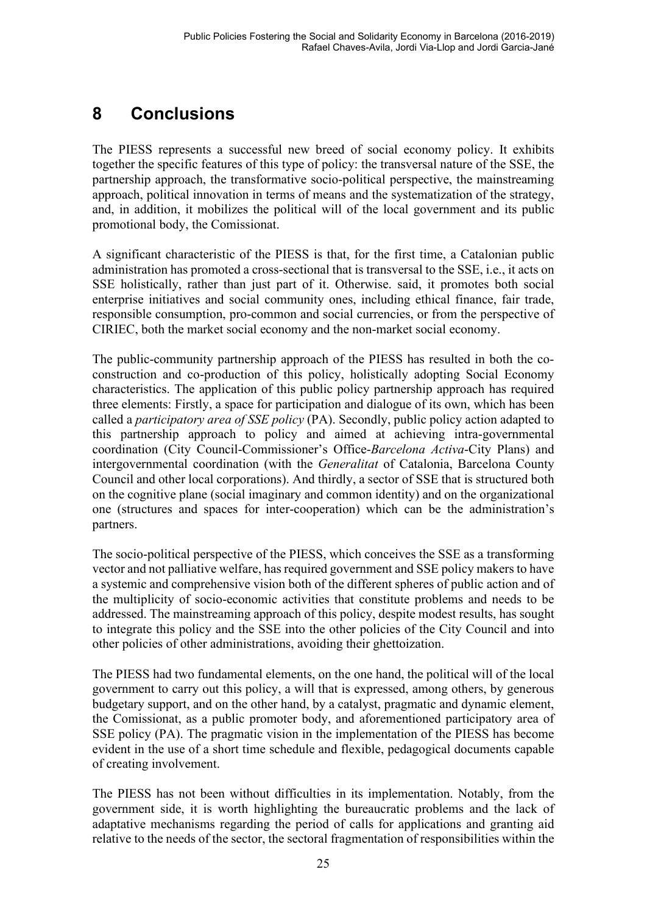# 8 Conclusions

The PIESS represents a successful new breed of social economy policy. It exhibits together the specific features of this type of policy: the transversal nature of the SSE, the partnership approach, the transformative socio-political perspective, the mainstreaming approach, political innovation in terms of means and the systematization of the strategy, and, in addition, it mobilizes the political will of the local government and its public promotional body, the Comissionat.

A significant characteristic of the PIESS is that, for the first time, a Catalonian public administration has promoted a cross-sectional that is transversal to the SSE, i.e., it acts on SSE holistically, rather than just part of it. Otherwise. said, it promotes both social enterprise initiatives and social community ones, including ethical finance, fair trade, responsible consumption, pro-common and social currencies, or from the perspective of CIRIEC, both the market social economy and the non-market social economy.

The public-community partnership approach of the PIESS has resulted in both the co-construction and co-production of this policy, holistically adopting Social Economy characteristics. The application of this public policy partnership approach has required three elements: Firstly, a space for participation and dialogue of its own, which has been called a *participatory area of SSE policy* (PA). Secondly, public policy action adapted to this partnership approach to policy and aimed at achieving intra-governmental coordination (City Council-Commissioner's Office-*Barcelona Activa*-City Plans) and intergovernmental coordination (with the *Generalitat* of Catalonia, Barcelona County Council and other local corporations). And thirdly, a sector of SSE that is structured both on the cognitive plane (social imaginary and common identity) and on the organizational one (structures and spaces for inter-cooperation) which can be the administration's partners.

The socio-political perspective of the PIESS, which conceives the SSE as a transforming vector and not palliative welfare, has required government and SSE policy makers to have a systemic and comprehensive vision both of the different spheres of public action and of the multiplicity of socio-economic activities that constitute problems and needs to be addressed. The mainstreaming approach of this policy, despite modest results, has sought to integrate this policy and the SSE into the other policies of the City Council and into other policies of other administrations, avoiding their ghettoization.

The PIESS had two fundamental elements, on the one hand, the political will of the local government to carry out this policy, a will that is expressed, among others, by generous budgetary support, and on the other hand, by a catalyst, pragmatic and dynamic element, the Comissionat, as a public promoter body, and aforementioned participatory area of SSE policy (PA). The pragmatic vision in the implementation of the PIESS has become evident in the use of a short time schedule and flexible, pedagogical documents capable of creating involvement.

The PIESS has not been without difficulties in its implementation. Notably, from the government side, it is worth highlighting the bureaucratic problems and the lack of adaptative mechanisms regarding the period of calls for applications and granting aid relative to the needs of the sector, the sectoral fragmentation of responsibilities within the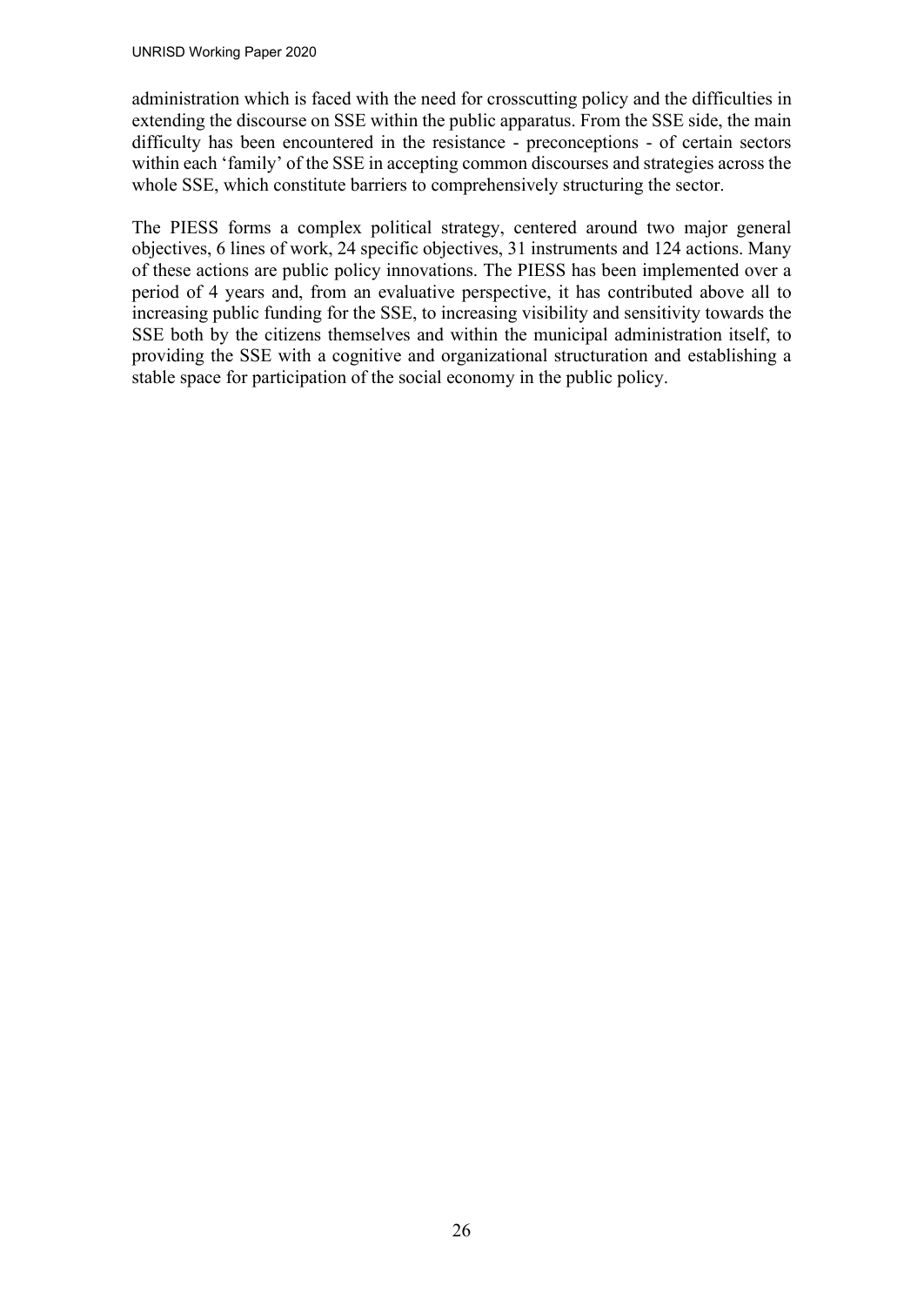administration which is faced with the need for crosscutting policy and the difficulties in extending the discourse on SSE within the public apparatus. From the SSE side, the main difficulty has been encountered in the resistance - preconceptions - of certain sectors within each 'family' of the SSE in accepting common discourses and strategies across the whole SSE, which constitute barriers to comprehensively structuring the sector.

The PIESS forms a complex political strategy, centered around two major general objectives, 6 lines of work, 24 specific objectives, 31 instruments and 124 actions. Many of these actions are public policy innovations. The PIESS has been implemented over a period of 4 years and, from an evaluative perspective, it has contributed above all to increasing public funding for the SSE, to increasing visibility and sensitivity towards the SSE both by the citizens themselves and within the municipal administration itself, to providing the SSE with a cognitive and organizational structuration and establishing a stable space for participation of the social economy in the public policy.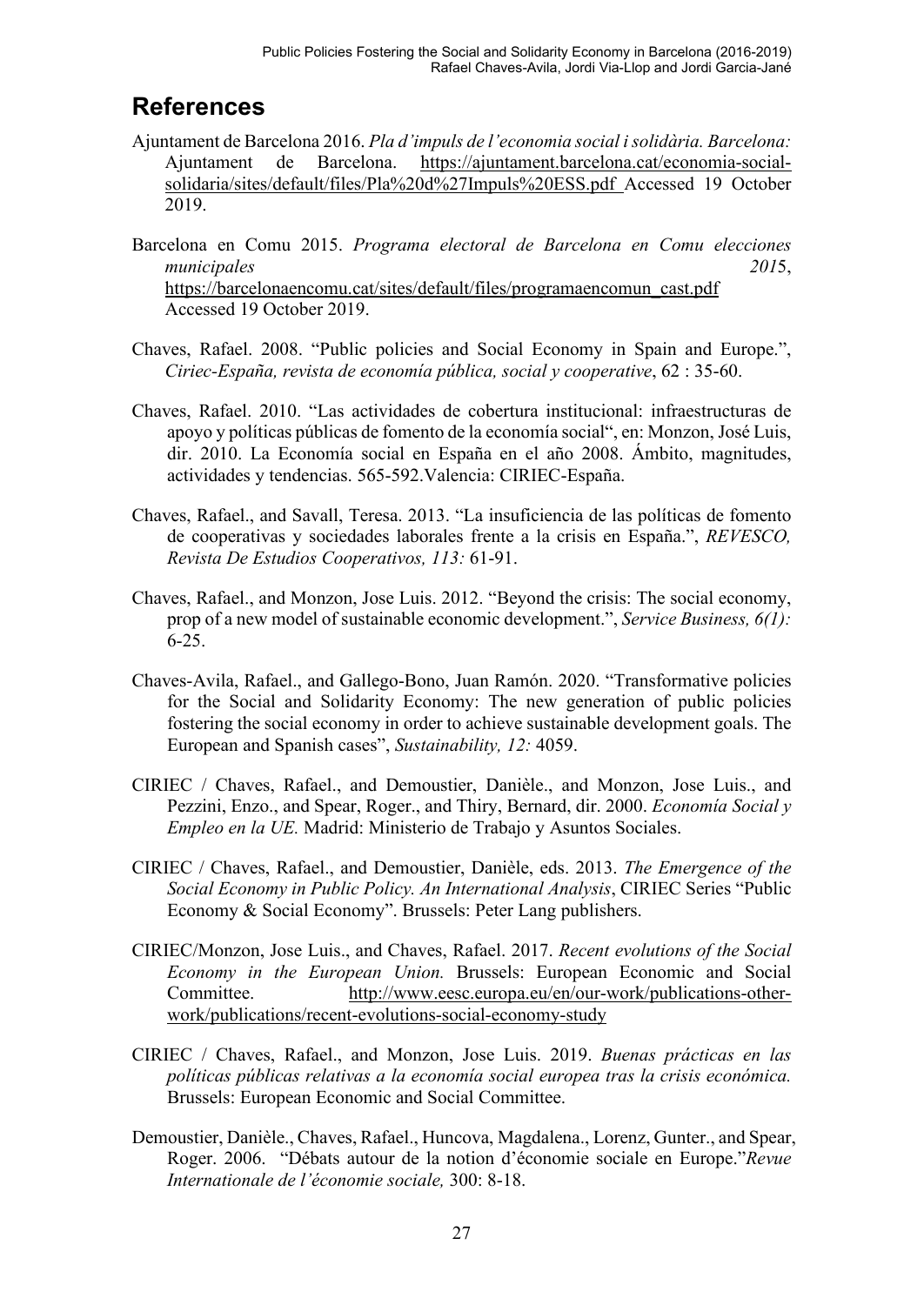## References

Ajuntament de Barcelona 2016. *Pla d'impuls de l'economia social i solidària. Barcelona:* Ajuntament de Barcelona. https://ajuntament.barcelona.cat/economia-social-solidaria/sites/default/files/Pla%20d%27Impuls%20ESS.pdf Accessed 19 October 2019.

Barcelona en Comu 2015. *Programa electoral de Barcelona en Comu elecciones municipales 2015*, https://barcelonaencomu.cat/sites/default/files/programaencomun_cast.pdf Accessed 19 October 2019.

Chaves, Rafael. 2008. "Public policies and Social Economy in Spain and Europe.", *Ciriec-España, revista de economía pública, social y cooperative*, 62 : 35-60.

Chaves, Rafael. 2010. "Las actividades de cobertura institucional: infraestructuras de apoyo y políticas públicas de fomento de la economía social", en: Monzon, José Luis, dir. 2010. La Economía social en España en el año 2008. Ámbito, magnitudes, actividades y tendencias. 565-592.Valencia: CIRIEC-España.

Chaves, Rafael., and Savall, Teresa. 2013. "La insuficiencia de las políticas de fomento de cooperativas y sociedades laborales frente a la crisis en España.", *REVESCO, Revista De Estudios Cooperativos, 113:* 61-91.

Chaves, Rafael., and Monzon, Jose Luis. 2012. "Beyond the crisis: The social economy, prop of a new model of sustainable economic development.", *Service Business, 6(1):* 6-25.

Chaves-Avila, Rafael., and Gallego-Bono, Juan Ramón. 2020. "Transformative policies for the Social and Solidarity Economy: The new generation of public policies fostering the social economy in order to achieve sustainable development goals. The European and Spanish cases", *Sustainability, 12:* 4059.

CIRIEC / Chaves, Rafael., and Demoustier, Danièle., and Monzon, Jose Luis., and Pezzini, Enzo., and Spear, Roger., and Thiry, Bernard, dir. 2000. *Economía Social y Empleo en la UE.* Madrid: Ministerio de Trabajo y Asuntos Sociales.

CIRIEC / Chaves, Rafael., and Demoustier, Danièle, eds. 2013. *The Emergence of the Social Economy in Public Policy. An International Analysis*, CIRIEC Series "Public Economy & Social Economy". Brussels: Peter Lang publishers.

CIRIEC/Monzon, Jose Luis., and Chaves, Rafael. 2017. *Recent evolutions of the Social Economy in the European Union.* Brussels: European Economic and Social Committee. http://www.eesc.europa.eu/en/our-work/publications-other-work/publications/recent-evolutions-social-economy-study

CIRIEC / Chaves, Rafael., and Monzon, Jose Luis. 2019. *Buenas prácticas en las políticas públicas relativas a la economía social europea tras la crisis económica.* Brussels: European Economic and Social Committee.

Demoustier, Danièle., Chaves, Rafael., Huncova, Magdalena., Lorenz, Gunter., and Spear, Roger. 2006. "Débats autour de la notion d'économie sociale en Europe."*Revue Internationale de l'économie sociale,* 300: 8-18.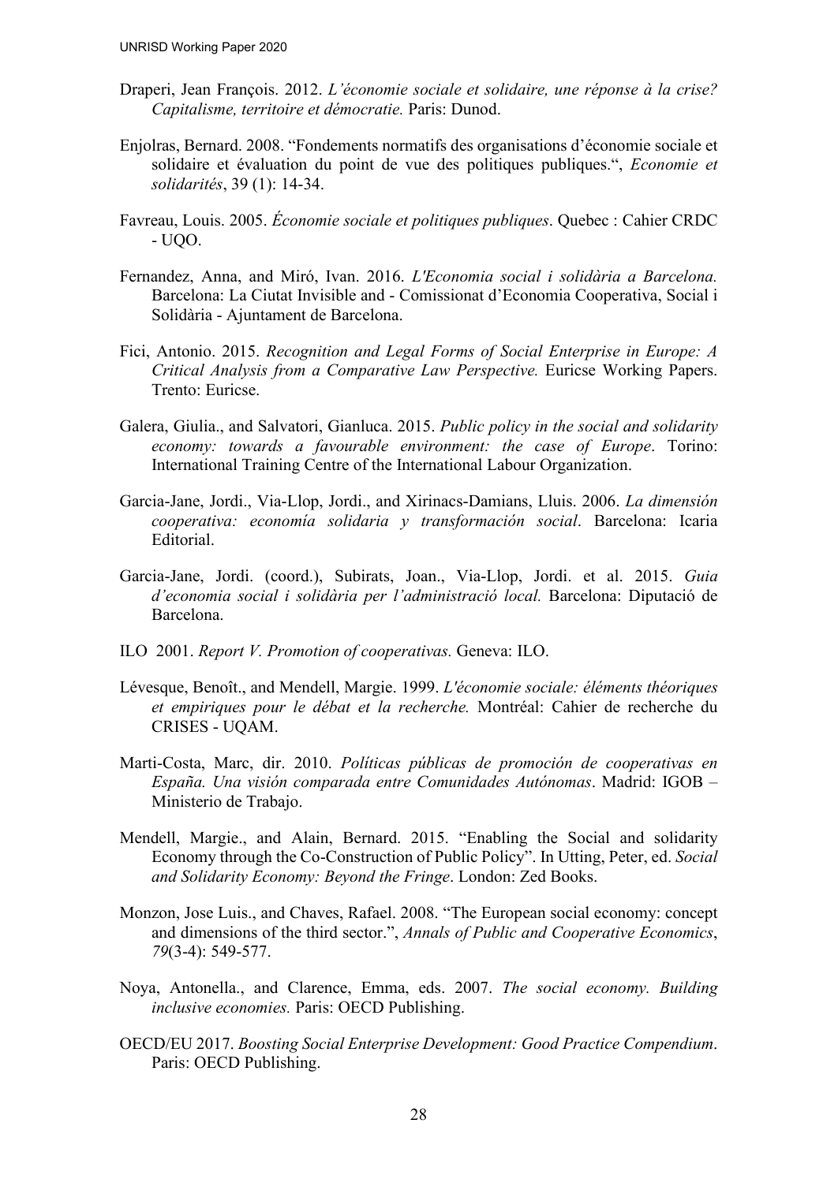Draperi, Jean François. 2012. *L'économie sociale et solidaire, une réponse à la crise? Capitalisme, territoire et démocratie.* Paris: Dunod.

Enjolras, Bernard. 2008. "Fondements normatifs des organisations d'économie sociale et solidaire et évaluation du point de vue des politiques publiques.", *Economie et solidarités*, 39 (1): 14-34.

Favreau, Louis. 2005. *Économie sociale et politiques publiques*. Quebec : Cahier CRDC - UQO.

Fernandez, Anna, and Miró, Ivan. 2016. *L'Economia social i solidària a Barcelona.* Barcelona: La Ciutat Invisible and - Comissionat d'Economia Cooperativa, Social i Solidària - Ajuntament de Barcelona.

Fici, Antonio. 2015. *Recognition and Legal Forms of Social Enterprise in Europe: A Critical Analysis from a Comparative Law Perspective.* Euricse Working Papers. Trento: Euricse.

Galera, Giulia., and Salvatori, Gianluca. 2015. *Public policy in the social and solidarity economy: towards a favourable environment: the case of Europe*. Torino: International Training Centre of the International Labour Organization.

Garcia-Jane, Jordi., Via-Llop, Jordi., and Xirinacs-Damians, Lluis. 2006. *La dimensión cooperativa: economía solidaria y transformación social*. Barcelona: Icaria Editorial.

Garcia-Jane, Jordi. (coord.), Subirats, Joan., Via-Llop, Jordi. et al. 2015. *Guia d'economia social i solidària per l'administració local.* Barcelona: Diputació de Barcelona.

ILO 2001. *Report V. Promotion of cooperativas.* Geneva: ILO.

Lévesque, Benoît., and Mendell, Margie. 1999. *L'économie sociale: éléments théoriques et empiriques pour le débat et la recherche.* Montréal: Cahier de recherche du CRISES - UQAM.

Marti-Costa, Marc, dir. 2010. *Políticas públicas de promoción de cooperativas en España. Una visión comparada entre Comunidades Autónomas*. Madrid: IGOB – Ministerio de Trabajo.

Mendell, Margie., and Alain, Bernard. 2015. "Enabling the Social and solidarity Economy through the Co-Construction of Public Policy". In Utting, Peter, ed. *Social and Solidarity Economy: Beyond the Fringe*. London: Zed Books.

Monzon, Jose Luis., and Chaves, Rafael. 2008. "The European social economy: concept and dimensions of the third sector.", *Annals of Public and Cooperative Economics*, *79*(3-4): 549-577.

Noya, Antonella., and Clarence, Emma, eds. 2007. *The social economy. Building inclusive economies.* Paris: OECD Publishing.

OECD/EU 2017. *Boosting Social Enterprise Development: Good Practice Compendium*. Paris: OECD Publishing.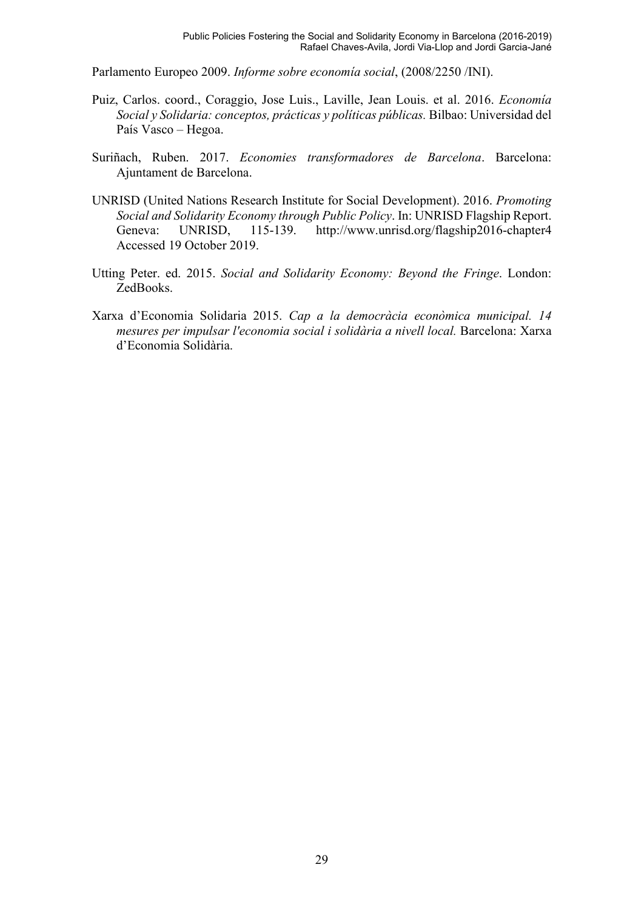Parlamento Europeo 2009. *Informe sobre economía social*, (2008/2250 /INI).

Puiz, Carlos. coord., Coraggio, Jose Luis., Laville, Jean Louis. et al. 2016. *Economía Social y Solidaria: conceptos, prácticas y políticas públicas.* Bilbao: Universidad del País Vasco – Hegoa.

Suriñach, Ruben. 2017. *Economies transformadores de Barcelona*. Barcelona: Ajuntament de Barcelona.

UNRISD (United Nations Research Institute for Social Development). 2016. *Promoting Social and Solidarity Economy through Public Policy*. In: UNRISD Flagship Report. Geneva: UNRISD, 115-139. http://www.unrisd.org/flagship2016-chapter4 Accessed 19 October 2019.

Utting Peter. ed. 2015. *Social and Solidarity Economy: Beyond the Fringe*. London: ZedBooks.

Xarxa d'Economia Solidaria 2015. *Cap a la democràcia econòmica municipal. 14 mesures per impulsar l'economia social i solidària a nivell local.* Barcelona: Xarxa d'Economia Solidària.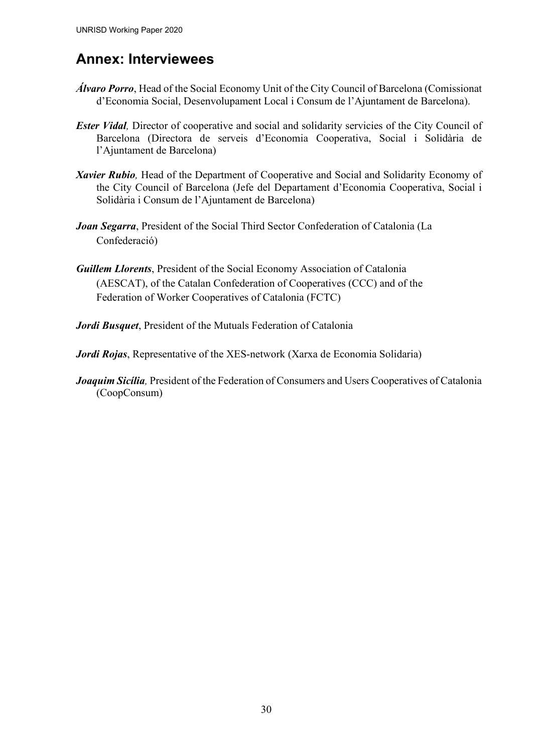## Annex: Interviewees

***Álvaro Porro***, Head of the Social Economy Unit of the City Council of Barcelona (Comissionat d'Economia Social, Desenvolupament Local i Consum de l'Ajuntament de Barcelona).

***Ester Vidal,*** Director of cooperative and social and solidarity servicies of the City Council of Barcelona (Directora de serveis d'Economia Cooperativa, Social i Solidària de l'Ajuntament de Barcelona)

***Xavier Rubio,*** Head of the Department of Cooperative and Social and Solidarity Economy of the City Council of Barcelona (Jefe del Departament d'Economia Cooperativa, Social i Solidària i Consum de l'Ajuntament de Barcelona)

***Joan Segarra***, President of the Social Third Sector Confederation of Catalonia (La Confederació)

***Guillem Llorents***, President of the Social Economy Association of Catalonia (AESCAT), of the Catalan Confederation of Cooperatives (CCC) and of the Federation of Worker Cooperatives of Catalonia (FCTC)

***Jordi Busquet***, President of the Mutuals Federation of Catalonia

***Jordi Rojas***, Representative of the XES-network (Xarxa de Economia Solidaria)

***Joaquim Sicília,*** President of the Federation of Consumers and Users Cooperatives of Catalonia (CoopConsum)